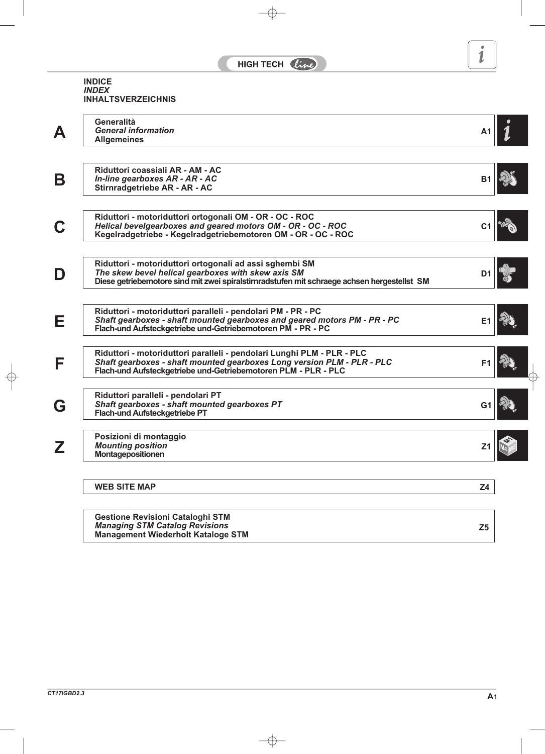# INDICE
*INDEX*
**INHALTSVERZEICHNIS**

| | | |
|---|---|---|
| **A** | **Generalità**<br>***General information***<br>**Allgemeines** | A1 |
| **B** | **Riduttori coassiali AR - AM - AC**<br>***In-line gearboxes AR - AR - AC***<br>**Stirnradgetriebe AR - AR - AC** | B1 |
| **C** | **Riduttori - motoriduttori ortogonali OM - OR - OC - ROC**<br>***Helical bevelgearboxes and geared motors OM - OR - OC - ROC***<br>**Kegelradgetriebe - Kegelradgetriebemotoren OM - OR - OC - ROC** | C1 |
| **D** | **Riduttori - motoriduttori ortogonali ad assi sghembi SM**<br>***The skew bevel helical gearboxes with skew axis SM***<br>**Diese getriebemotore sind mit zwei spiralstirnradstufen mit schraege achsen hergestellst SM** | D1 |
| **E** | **Riduttori - motoriduttori paralleli - pendolari PM - PR - PC**<br>***Shaft gearboxes - shaft mounted gearboxes and geared motors PM - PR - PC***<br>**Flach-und Aufsteckgetriebe und-Getriebemotoren PM - PR - PC** | E1 |
| **F** | **Riduttori - motoriduttori paralleli - pendolari Lunghi PLM - PLR - PLC**<br>***Shaft gearboxes - shaft mounted gearboxes Long version PLM - PLR - PLC***<br>**Flach-und Aufsteckgetriebe und-Getriebemotoren PLM - PLR - PLC** | F1 |
| **G** | **Riduttori paralleli - pendolari PT**<br>***Shaft gearboxes - shaft mounted gearboxes PT***<br>**Flach-und Aufsteckgetriebe PT** | G1 |
| **Z** | **Posizioni di montaggio**<br>***Mounting position***<br>**Montagepositionen** | Z1 |
| | **WEB SITE MAP** | Z4 |
| | **Gestione Revisioni Cataloghi STM**<br>***Managing STM Catalog Revisions***<br>**Management Wiederholt Kataloge STM** | Z5 |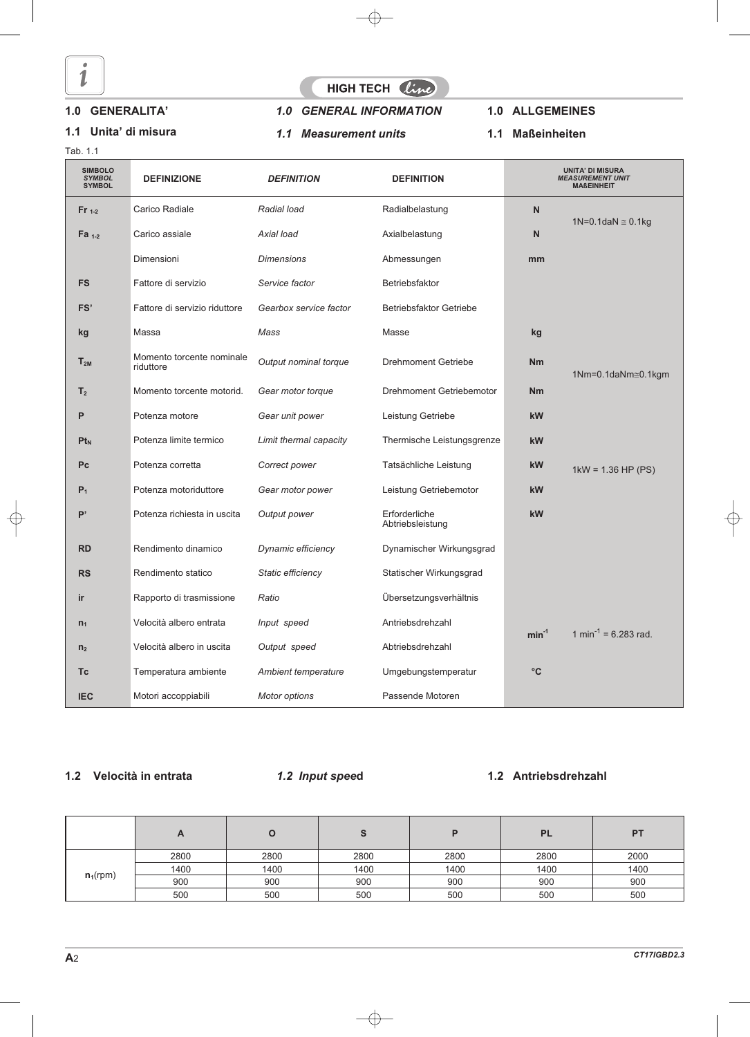## 1.0 GENERALITA'

## *1.0 GENERAL INFORMATION*

## 1.0 ALLGEMEINES

### 1.1 Unita' di misura

### *1.1 Measurement units*

### 1.1 Maßeinheiten

Tab. 1.1

| SIMBOLO *SYMBOL* SYMBOL | DEFINIZIONE | *DEFINITION* | DEFINITION | UNITA' DI MISURA *MEASUREMENT UNIT* MAßEINHEIT | |
|---|---|---|---|---|---|
| **$Fr_{1\text{-}2}$** | Carico Radiale | *Radial load* | Radialbelastung | **N** | 1N=0.1daN ≅ 0.1kg |
| **$Fa_{1\text{-}2}$** | Carico assiale | *Axial load* | Axialbelastung | **N** | |
| | Dimensioni | *Dimensions* | Abmessungen | **mm** | |
| **FS** | Fattore di servizio | *Service factor* | Betriebsfaktor | | |
| **FS'** | Fattore di servizio riduttore | *Gearbox service factor* | Betriebsfaktor Getriebe | | |
| **kg** | Massa | *Mass* | Masse | **kg** | |
| **$T_{2M}$** | Momento torcente nominale riduttore | *Output nominal torque* | Drehmoment Getriebe | **Nm** | 1Nm=0.1daNm≅0.1kgm |
| **$T_2$** | Momento torcente motorid. | *Gear motor torque* | Drehmoment Getriebemotor | **Nm** | |
| **P** | Potenza motore | *Gear unit power* | Leistung Getriebe | **kW** | |
| **$Pt_N$** | Potenza limite termico | *Limit thermal capacity* | Thermische Leistungsgrenze | **kW** | |
| **Pc** | Potenza corretta | *Correct power* | Tatsächliche Leistung | **kW** | 1kW = 1.36 HP (PS) |
| **$P_1$** | Potenza motoriduttore | *Gear motor power* | Leistung Getriebemotor | **kW** | |
| **P'** | Potenza richiesta in uscita | *Output power* | Erforderliche Abtriebsleistung | **kW** | |
| **RD** | Rendimento dinamico | *Dynamic efficiency* | Dynamischer Wirkungsgrad | | |
| **RS** | Rendimento statico | *Static efficiency* | Statischer Wirkungsgrad | | |
| **ir** | Rapporto di trasmissione | *Ratio* | Übersetzungsverhältnis | | |
| **$n_1$** | Velocità albero entrata | *Input speed* | Antriebsdrehzahl | **$min^{-1}$** | 1 $min^{-1}$ = 6.283 rad. |
| **$n_2$** | Velocità albero in uscita | *Output speed* | Abtriebsdrehzahl | | |
| **Tc** | Temperatura ambiente | *Ambient temperature* | Umgebungstemperatur | **°C** | |
| **IEC** | Motori accoppiabili | *Motor options* | Passende Motoren | | |

### 1.2 Velocità in entrata

### *1.2 Input speed*

### 1.2 Antriebsdrehzahl

| | A | O | S | P | PL | PT |
|---|---|---|---|---|---|---|
| **$n_1$**(rpm) | 2800 | 2800 | 2800 | 2800 | 2800 | 2000 |
| | 1400 | 1400 | 1400 | 1400 | 1400 | 1400 |
| | 900 | 900 | 900 | 900 | 900 | 900 |
| | 500 | 500 | 500 | 500 | 500 | 500 |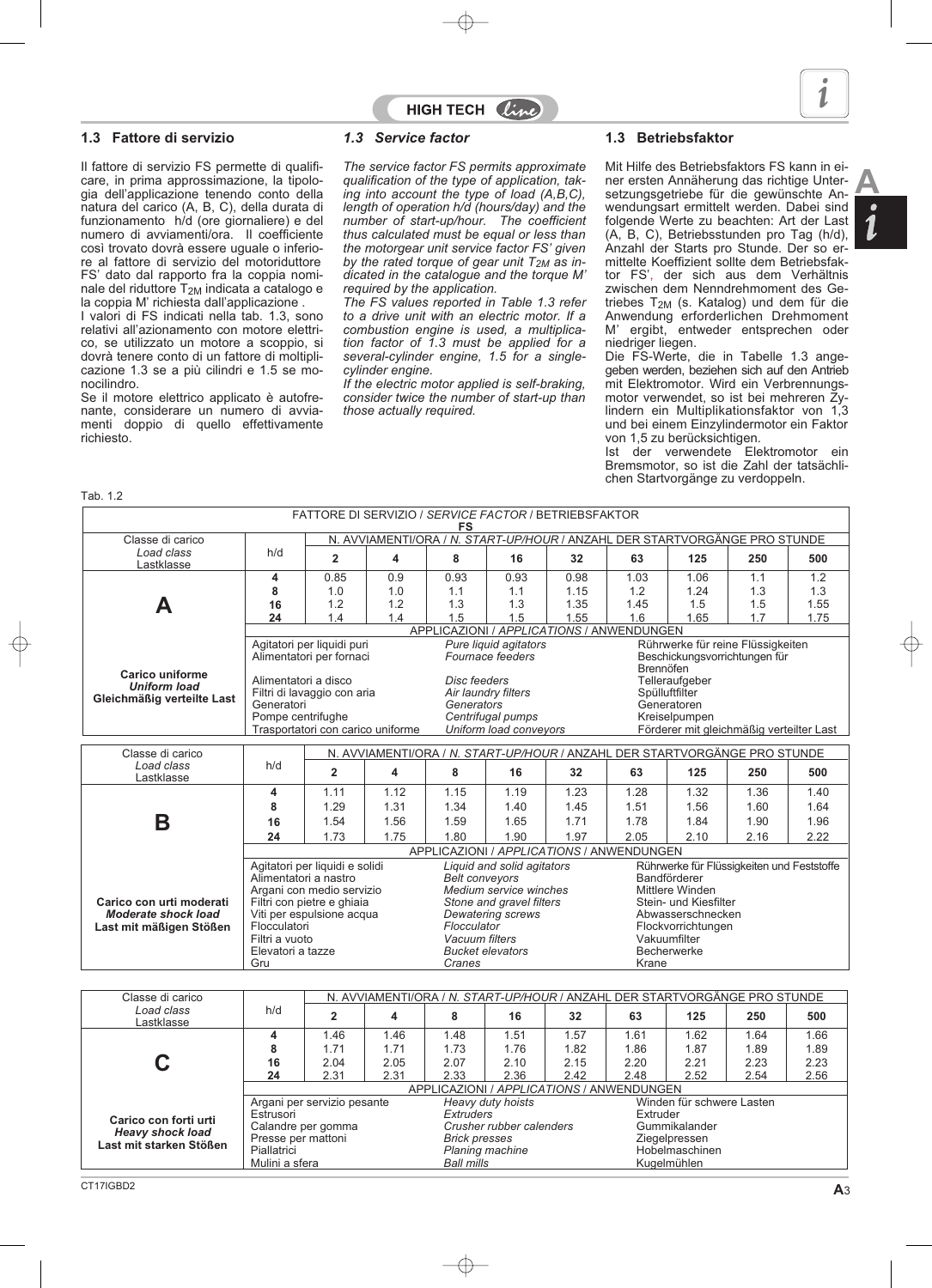## 1.3 Fattore di servizio

Il fattore di servizio FS permette di qualificare, in prima approssimazione, la tipologia dell'applicazione tenendo conto della natura del carico (A, B, C), della durata di funzionamento h/d (ore giornaliere) e del numero di avviamenti/ora. Il coefficiente così trovato dovrà essere uguale o inferiore al fattore di servizio del motoriduttore FS' dato dal rapporto fra la coppia nominale del riduttore $T_{2M}$ indicata a catalogo e la coppia M' richiesta dall'applicazione .

I valori di FS indicati nella tab. 1.3, sono relativi all'azionamento con motore elettrico, se utilizzato un motore a scoppio, si dovrà tenere conto di un fattore di moltiplicazione 1.3 se a più cilindri e 1.5 se monocilindro.

Se il motore elettrico applicato è autofrenante, considerare un numero di avviamenti doppio di quello effettivamente richiesto.

## *1.3 Service factor*

*The service factor FS permits approximate qualification of the type of application, taking into account the type of load (A,B,C), length of operation h/d (hours/day) and the number of start-up/hour. The coefficient thus calculated must be equal or less than the motorgear unit service factor FS' given by the rated torque of gear unit $T_{2M}$ as indicated in the catalogue and the torque M' required by the application.*

*The FS values reported in Table 1.3 refer to a drive unit with an electric motor. If a combustion engine is used, a multiplication factor of 1.3 must be applied for a several-cylinder engine, 1.5 for a single-cylinder engine.*

*If the electric motor applied is self-braking, consider twice the number of start-up than those actually required.*

## 1.3 Betriebsfaktor

Mit Hilfe des Betriebsfaktors FS kann in einer ersten Annäherung das richtige Untersetzungsgetriebe für die gewünschte Anwendungsart ermittelt werden. Dabei sind folgende Werte zu beachten: Art der Last (A, B, C), Betriebsstunden pro Tag (h/d), Anzahl der Starts pro Stunde. Der so ermittelte Koeffizient sollte dem Betriebsfaktor FS', der sich aus dem Verhältnis zwischen dem Nenndrehmoment des Getriebes $T_{2M}$ (s. Katalog) und dem für die Anwendung erforderlichen Drehmoment M' ergibt, entweder entsprechen oder niedriger liegen.

Die FS-Werte, die in Tabelle 1.3 angegeben werden, beziehen sich auf den Antrieb mit Elektromotor. Wird ein Verbrennungsmotor verwendet, so ist bei mehreren Zylindern ein Multiplikationsfaktor von 1,3 und bei einem Einzylindermotor ein Faktor von 1,5 zu berücksichtigen.

Ist der verwendete Elektromotor ein Bremsmotor, so ist die Zahl der tatsächlichen Startvorgänge zu verdoppeln.

Tab. 1.2

FATTORE DI SERVIZIO / *SERVICE FACTOR* / BETRIEBSFAKTOR **FS**

| Classe di carico / *Load class* / Lastklasse | h/d | 2 | 4 | 8 | 16 | 32 | 63 | 125 | 250 | 500 |
|---|---|---|---|---|---|---|---|---|---|---|
| **A** | 4 | 0.85 | 0.9 | 0.93 | 0.93 | 0.98 | 1.03 | 1.06 | 1.1 | 1.2 |
| | 8 | 1.0 | 1.0 | 1.1 | 1.1 | 1.15 | 1.2 | 1.24 | 1.3 | 1.3 |
| | 16 | 1.2 | 1.2 | 1.3 | 1.3 | 1.35 | 1.45 | 1.5 | 1.5 | 1.55 |
| | 24 | 1.4 | 1.4 | 1.5 | 1.5 | 1.55 | 1.6 | 1.65 | 1.7 | 1.75 |

N. AVVIAMENTI/ORA / *N. START-UP/HOUR* / ANZAHL DER STARTVORGÄNGE PRO STUNDE

**Carico uniforme / *Uniform load* / Gleichmäßig verteilte Last** — APPLICAZIONI / *APPLICATIONS* / ANWENDUNGEN

| Italiano | *English* | Deutsch |
|---|---|---|
| Agitatori per liquidi puri | *Pure liquid agitators* | Rührwerke für reine Flüssigkeiten |
| Alimentatori per fornaci | *Fournace feeders* | Beschickungsvorrichtungen für Brennöfen |
| Alimentatori a disco | *Disc feeders* | Telleraufgeber |
| Filtri di lavaggio con aria | *Air laundry filters* | Spülluftfilter |
| Generatori | *Generators* | Generatoren |
| Pompe centrifughe | *Centrifugal pumps* | Kreiselpumpen |
| Trasportatori con carico uniforme | *Uniform load conveyors* | Förderer mit gleichmäßig verteilter Last |

| Classe di carico / *Load class* / Lastklasse | h/d | 2 | 4 | 8 | 16 | 32 | 63 | 125 | 250 | 500 |
|---|---|---|---|---|---|---|---|---|---|---|
| **B** | 4 | 1.11 | 1.12 | 1.15 | 1.19 | 1.23 | 1.28 | 1.32 | 1.36 | 1.40 |
| | 8 | 1.29 | 1.31 | 1.34 | 1.40 | 1.45 | 1.51 | 1.56 | 1.60 | 1.64 |
| | 16 | 1.54 | 1.56 | 1.59 | 1.65 | 1.71 | 1.78 | 1.84 | 1.90 | 1.96 |
| | 24 | 1.73 | 1.75 | 1.80 | 1.90 | 1.97 | 2.05 | 2.10 | 2.16 | 2.22 |

**Carico con urti moderati / *Moderate shock load* / Last mit mäßigen Stößen** — APPLICAZIONI / *APPLICATIONS* / ANWENDUNGEN

| Italiano | *English* | Deutsch |
|---|---|---|
| Agitatori per liquidi e solidi | *Liquid and solid agitators* | Rührwerke für Flüssigkeiten und Feststoffe |
| Alimentatori a nastro | *Belt conveyors* | Bandförderer |
| Argani con medio servizio | *Medium service winches* | Mittlere Winden |
| Filtri con pietre e ghiaia | *Stone and gravel filters* | Stein- und Kiesfilter |
| Viti per espulsione acqua | *Dewatering screws* | Abwasserschnecken |
| Flocculatori | *Flocculator* | Flockvorrichtungen |
| Filtri a vuoto | *Vacuum filters* | Vakuumfilter |
| Elevatori a tazze | *Bucket elevators* | Becherwerke |
| Gru | *Cranes* | Krane |

| Classe di carico / *Load class* / Lastklasse | h/d | 2 | 4 | 8 | 16 | 32 | 63 | 125 | 250 | 500 |
|---|---|---|---|---|---|---|---|---|---|---|
| **C** | 4 | 1.46 | 1.46 | 1.48 | 1.51 | 1.57 | 1.61 | 1.62 | 1.64 | 1.66 |
| | 8 | 1.71 | 1.71 | 1.73 | 1.76 | 1.82 | 1.86 | 1.87 | 1.89 | 1.89 |
| | 16 | 2.04 | 2.05 | 2.07 | 2.10 | 2.15 | 2.20 | 2.21 | 2.23 | 2.23 |
| | 24 | 2.31 | 2.31 | 2.33 | 2.36 | 2.42 | 2.48 | 2.52 | 2.54 | 2.56 |

**Carico con forti urti / *Heavy shock load* / Last mit starken Stößen** — APPLICAZIONI / *APPLICATIONS* / ANWENDUNGEN

| Italiano | *English* | Deutsch |
|---|---|---|
| Argani per servizio pesante | *Heavy duty hoists* | Winden für schwere Lasten |
| Estrusori | *Extruders* | Extruder |
| Calandre per gomma | *Crusher rubber calenders* | Gummikalander |
| Presse per mattoni | *Brick presses* | Ziegelpressen |
| Piallatrici | *Planing machine* | Hobelmaschinen |
| Mulini a sfera | *Ball mills* | Kugelmühlen |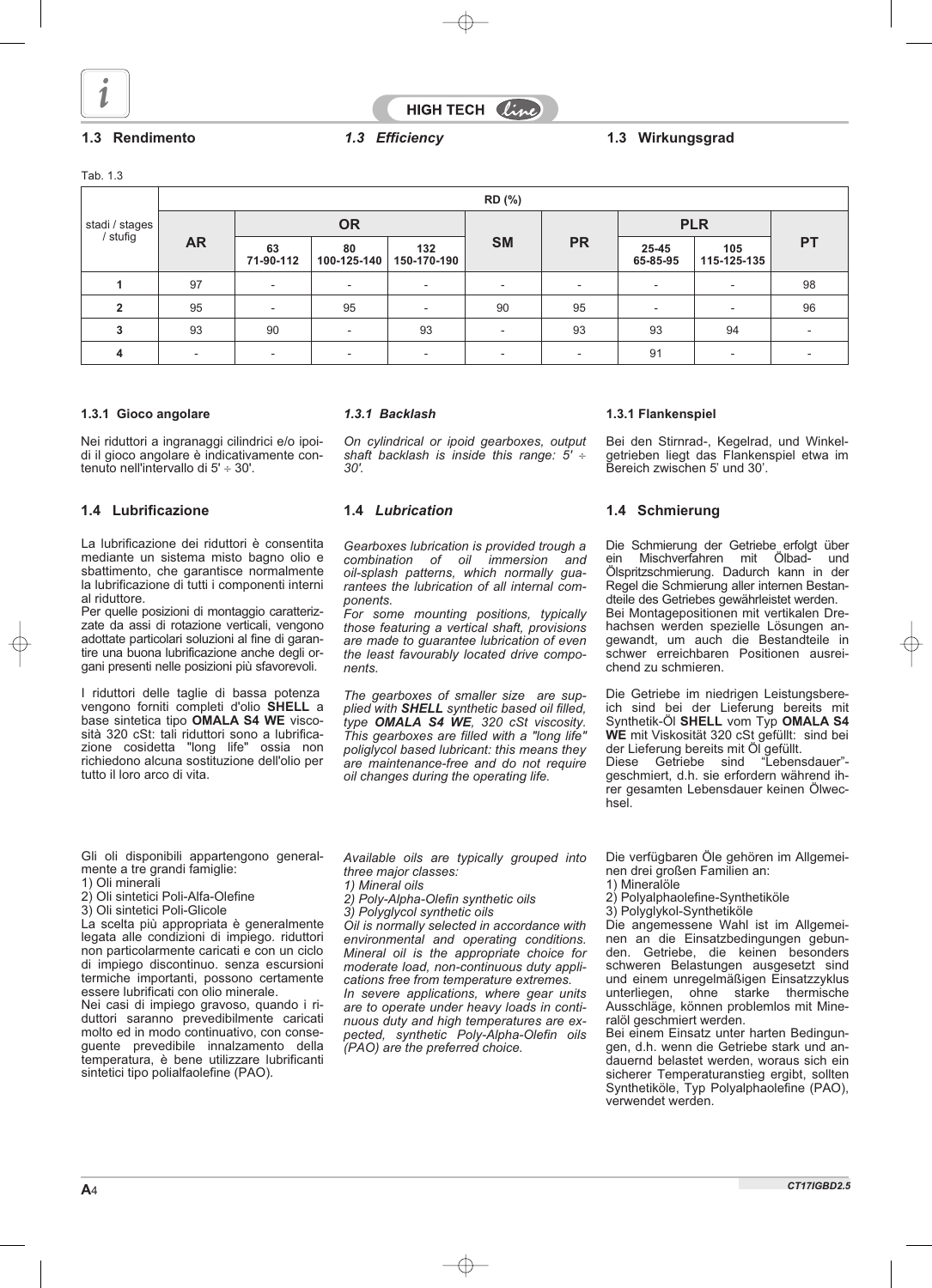## 1.3 Rendimento / *1.3 Efficiency* / 1.3 Wirkungsgrad

Tab. 1.3

| stadi / stages / stufig | RD (%) | | | | | | | | |
|---|---|---|---|---|---|---|---|---|---|
| | AR | OR | | | SM | PR | PLR | | PT |
| | | 63 71-90-112 | 80 100-125-140 | 132 150-170-190 | | | 25-45 65-85-95 | 105 115-125-135 | |
| **1** | 97 | - | - | - | - | - | - | - | 98 |
| **2** | 95 | - | 95 | - | 90 | 95 | - | - | 96 |
| **3** | 93 | 90 | - | 93 | - | 93 | 93 | 94 | - |
| **4** | - | - | - | - | - | - | 91 | - | - |

### 1.3.1 Gioco angolare

Nei riduttori a ingranaggi cilindrici e/o ipoidi il gioco angolare è indicativamente contenuto nell'intervallo di 5' ÷ 30'.

### *1.3.1 Backlash*

*On cylindrical or ipoid gearboxes, output shaft backlash is inside this range: 5' ÷ 30'.*

### 1.3.1 Flankenspiel

Bei den Stirnrad-, Kegelrad, und Winkelgetrieben liegt das Flankenspiel etwa im Bereich zwischen 5' und 30'.

## 1.4 Lubrificazione

La lubrificazione dei riduttori è consentita mediante un sistema misto bagno olio e sbattimento, che garantisce normalmente la lubrificazione di tutti i componenti interni al riduttore.
Per quelle posizioni di montaggio caratterizzate da assi di rotazione verticali, vengono adottate particolari soluzioni al fine di garantire una buona lubrificazione anche degli organi presenti nelle posizioni più sfavorevoli.

I riduttori delle taglie di bassa potenza vengono forniti completi d'olio **SHELL** a base sintetica tipo **OMALA S4 WE** viscosità 320 cSt: tali riduttori sono a lubrificazione cosidetta "long life" ossia non richiedono alcuna sostituzione dell'olio per tutto il loro arco di vita.

Gli oli disponibili appartengono generalmente a tre grandi famiglie:
1) Oli minerali
2) Oli sintetici Poli-Alfa-Olefine
3) Oli sintetici Poli-Glicole
La scelta più appropriata è generalmente legata alle condizioni di impiego. riduttori non particolarmente caricati e con un ciclo di impiego discontinuo. senza escursioni termiche importanti, possono certamente essere lubrificati con olio minerale.
Nei casi di impiego gravoso, quando i riduttori saranno prevedibilmente caricati molto ed in modo continuativo, con conseguente prevedibile innalzamento della temperatura, è bene utilizzare lubrificanti sintetici tipo polialfaolefine (PAO).

## *1.4 Lubrication*

*Gearboxes lubrication is provided trough a combination of oil immersion and oil-splash patterns, which normally guarantees the lubrication of all internal components.*
*For some mounting positions, typically those featuring a vertical shaft, provisions are made to guarantee lubrication of even the least favourably located drive components.*

*The gearboxes of smaller size are supplied with **SHELL** synthetic based oil filled, type **OMALA S4 WE**, 320 cSt viscosity. This gearboxes are filled with a "long life" poliglycol based lubricant: this means they are maintenance-free and do not require oil changes during the operating life.*

*Available oils are typically grouped into three major classes:*
*1) Mineral oils*
*2) Poly-Alpha-Olefin synthetic oils*
*3) Polyglycol synthetic oils*
*Oil is normally selected in accordance with environmental and operating conditions. Mineral oil is the appropriate choice for moderate load, non-continuous duty applications free from temperature extremes.*
*In severe applications, where gear units are to operate under heavy loads in continuous duty and high temperatures are expected, synthetic Poly-Alpha-Olefin oils (PAO) are the preferred choice.*

## 1.4 Schmierung

Die Schmierung der Getriebe erfolgt über ein Mischverfahren mit Ölbad- und Ölspritzschmierung. Dadurch kann in der Regel die Schmierung aller internen Bestandteile des Getriebes gewährleistet werden.
Bei Montagepositionen mit vertikalen Drehachsen werden spezielle Lösungen angewandt, um auch die Bestandteile in schwer erreichbaren Positionen ausreichend zu schmieren.

Die Getriebe im niedrigen Leistungsbereich sind bei der Lieferung bereits mit Synthetik-Öl **SHELL** vom Typ **OMALA S4 WE** mit Viskosität 320 cSt gefüllt: sind bei der Lieferung bereits mit Öl gefüllt.
Diese Getriebe sind "Lebensdauer"-geschmiert, d.h. sie erfordern während ihrer gesamten Lebensdauer keinen Ölwechsel.

Die verfügbaren Öle gehören im Allgemeinen drei großen Familien an:
1) Mineralöle
2) Polyalphaolefine-Synthetiköle
3) Polyglykol-Synthetiköle
Die angemessene Wahl ist im Allgemeinen an die Einsatzbedingungen gebunden. Getriebe, die keinen besonders schweren Belastungen ausgesetzt sind und einem unregelmäßigen Einsatzzyklus unterliegen, ohne starke thermische Ausschläge, können problemlos mit Mineralöl geschmiert werden.
Bei einem Einsatz unter harten Bedingungen, d.h. wenn die Getriebe stark und andauernd belastet werden, woraus sich ein sicherer Temperaturanstieg ergibt, sollten Synthetiköle, Typ Polyalphaolefine (PAO), verwendet werden.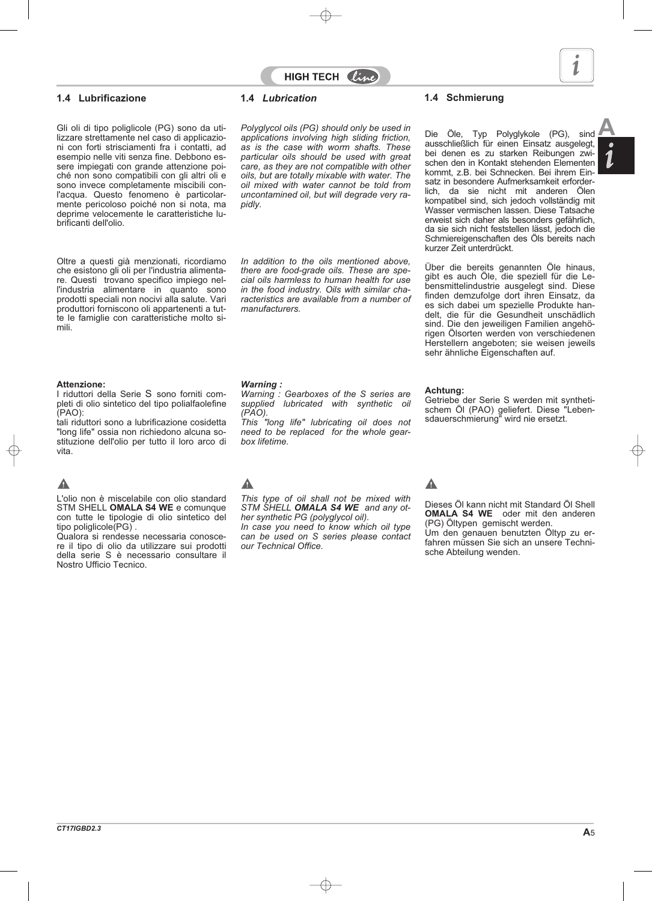## 1.4 Lubrificazione

Gli oli di tipo poliglicole (PG) sono da utilizzare strettamente nel caso di applicazioni con forti strisciamenti fra i contatti, ad esempio nelle viti senza fine. Debbono essere impiegati con grande attenzione poiché non sono compatibili con gli altri oli e sono invece completamente miscibili con l'acqua. Questo fenomeno è particolarmente pericoloso poiché non si nota, ma deprime velocemente le caratteristiche lubrificanti dell'olio.

Oltre a questi già menzionati, ricordiamo che esistono gli oli per l'industria alimentare. Questi trovano specifico impiego nell'industria alimentare in quanto sono prodotti speciali non nocivi alla salute. Vari produttori forniscono oli appartenenti a tutte le famiglie con caratteristiche molto simili.

**Attenzione:**
I riduttori della Serie S sono forniti completi di olio sintetico del tipo polialfaolefine (PAO):
tali riduttori sono a lubrificazione cosidetta "long life" ossia non richiedono alcuna sostituzione dell'olio per tutto il loro arco di vita.

⚠

L'olio non è miscelabile con olio standard STM SHELL **OMALA S4 WE** e comunque con tutte le tipologie di olio sintetico del tipo poliglicole(PG) .
Qualora si rendesse necessaria conoscere il tipo di olio da utilizzare sui prodotti della serie S è necessario consultare il Nostro Ufficio Tecnico.

## 1.4 *Lubrication*

*Polyglycol oils (PG) should only be used in applications involving high sliding friction, as is the case with worm shafts. These particular oils should be used with great care, as they are not compatible with other oils, but are totally mixable with water. The oil mixed with water cannot be told from uncontamined oil, but will degrade very rapidly.*

*In addition to the oils mentioned above, there are food-grade oils. These are special oils harmless to human health for use in the food industry. Oils with similar characteristics are available from a number of manufacturers.*

***Warning :***
*Warning : Gearboxes of the S series are supplied lubricated with synthetic oil (PAO).*
*This "long life" lubricating oil does not need to be replaced for the whole gearbox lifetime.*

⚠

*This type of oil shall not be mixed with STM SHELL **OMALA S4 WE** and any other synthetic PG (polyglycol oil).*
*In case you need to know which oil type can be used on S series please contact our Technical Office.*

## 1.4 Schmierung

Die Öle, Typ Polyglykole (PG), sind ausschließlich für einen Einsatz ausgelegt, bei denen es zu starken Reibungen zwischen den in Kontakt stehenden Elementen kommt, z.B. bei Schnecken. Bei ihrem Einsatz in besondere Aufmerksamkeit erforderlich, da sie nicht mit anderen Ölen kompatibel sind, sich jedoch vollständig mit Wasser vermischen lassen. Diese Tatsache erweist sich daher als besonders gefährlich, da sie sich nicht feststellen lässt, jedoch die Schmiereigenschaften des Öls bereits nach kurzer Zeit unterdrückt.

Über die bereits genannten Öle hinaus, gibt es auch Öle, die speziell für die Lebensmittelindustrie ausgelegt sind. Diese finden demzufolge dort ihren Einsatz, da es sich dabei um spezielle Produkte handelt, die für die Gesundheit unschädlich sind. Die den jeweiligen Familien angehörigen Ölsorten werden von verschiedenen Herstellern angeboten; sie weisen jeweils sehr ähnliche Eigenschaften auf.

**Achtung:**
Getriebe der Serie S werden mit synthetischem Öl (PAO) geliefert. Diese "Lebensdauerschmierung" wird nie ersetzt.

⚠

Dieses Öl kann nicht mit Standard Öl Shell **OMALA S4 WE** oder mit den anderen (PG) Öltypen gemischt werden.
Um den genauen benutzten Öltyp zu erfahren müssen Sie sich an unsere Technische Abteilung wenden.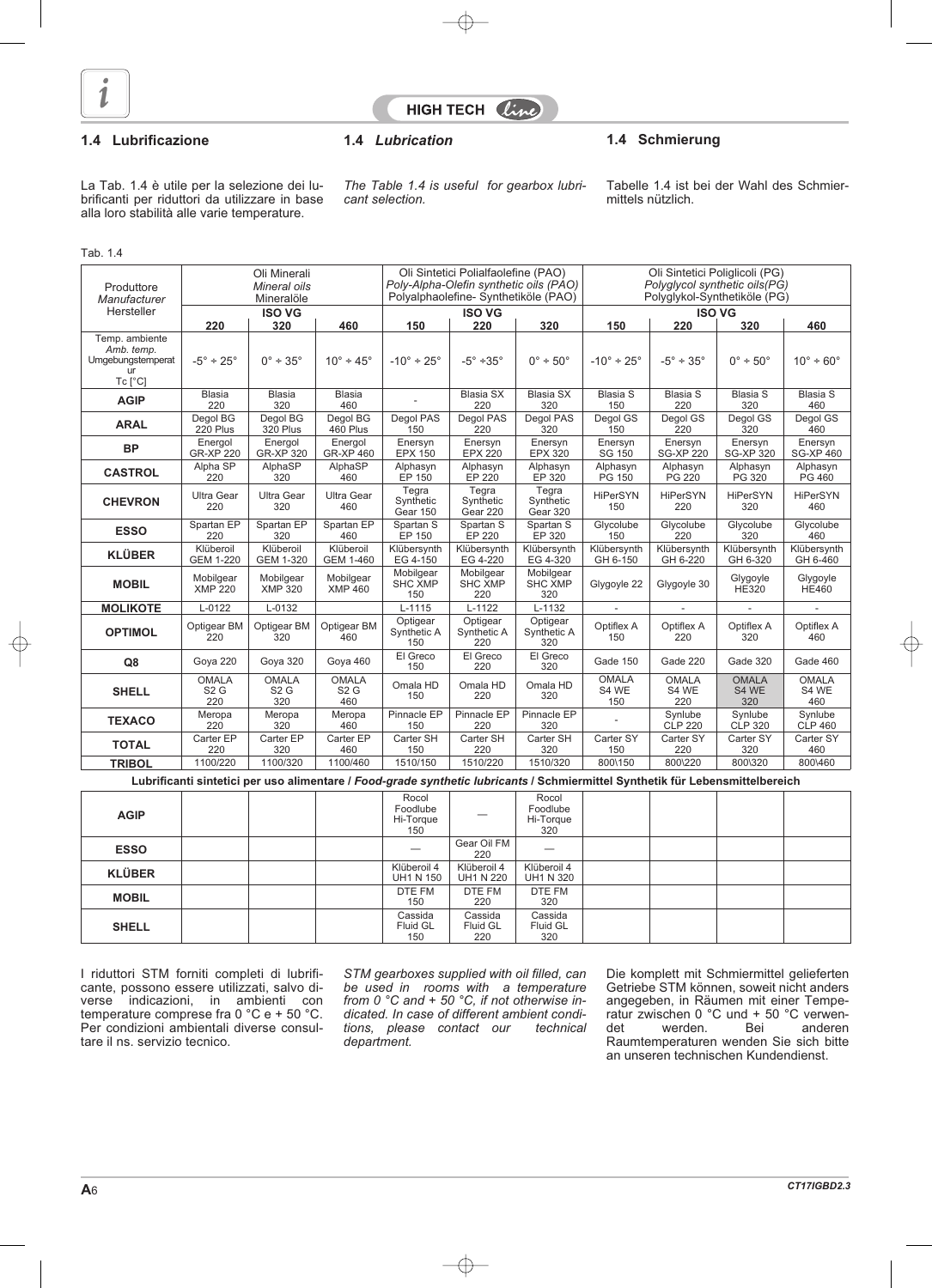## 1.4 Lubrificazione

La Tab. 1.4 è utile per la selezione dei lubrificanti per riduttori da utilizzare in base alla loro stabilità alle varie temperature.

## 1.4 *Lubrication*

*The Table 1.4 is useful for gearbox lubricant selection.*

## 1.4 Schmierung

Tabelle 1.4 ist bei der Wahl des Schmiermittels nützlich.

Tab. 1.4

| Produttore *Manufacturer* Hersteller | Oli Minerali *Mineral oils* Mineralöle | | | Oli Sintetici Polialfaolefine (PAO) *Poly-Alpha-Olefin synthetic oils (PAO)* Polyalphaolefine- Synthetiköle (PAO) | | | Oli Sintetici Poliglicoli (PG) *Polyglycol synthetic oils(PG)* Polyglykol-Synthetiköle (PG) | | | |
|---|---|---|---|---|---|---|---|---|---|---|
| | ISO VG | | | ISO VG | | | ISO VG | | | |
| | 220 | 320 | 460 | 150 | 220 | 320 | 150 | 220 | 320 | 460 |
| Temp. ambiente *Amb. temp.* Umgebungstemperatur Tc [°C] | -5° ÷ 25° | 0° ÷ 35° | 10° ÷ 45° | -10° ÷ 25° | -5° ÷35° | 0° ÷ 50° | -10° ÷ 25° | -5° ÷ 35° | 0° ÷ 50° | 10° ÷ 60° |
| **AGIP** | Blasia 220 | Blasia 320 | Blasia 460 | - | Blasia SX 220 | Blasia SX 320 | Blasia S 150 | Blasia S 220 | Blasia S 320 | Blasia S 460 |
| **ARAL** | Degol BG 220 Plus | Degol BG 320 Plus | Degol BG 460 Plus | Degol PAS 150 | Degol PAS 220 | Degol PAS 320 | Degol GS 150 | Degol GS 220 | Degol GS 320 | Degol GS 460 |
| **BP** | Energol GR-XP 220 | Energol GR-XP 320 | Energol GR-XP 460 | Enersyn EPX 150 | Enersyn EPX 220 | Enersyn EPX 320 | Enersyn SG 150 | Enersyn SG-XP 220 | Enersyn SG-XP 320 | Enersyn SG-XP 460 |
| **CASTROL** | Alpha SP 220 | AlphaSP 320 | AlphaSP 460 | Alphasyn EP 150 | Alphasyn EP 220 | Alphasyn EP 320 | Alphasyn PG 150 | Alphasyn PG 220 | Alphasyn PG 320 | Alphasyn PG 460 |
| **CHEVRON** | Ultra Gear 220 | Ultra Gear 320 | Ultra Gear 460 | Tegra Synthetic Gear 150 | Tegra Synthetic Gear 220 | Tegra Synthetic Gear 320 | HiPerSYN 150 | HiPerSYN 220 | HiPerSYN 320 | HiPerSYN 460 |
| **ESSO** | Spartan EP 220 | Spartan EP 320 | Spartan EP 460 | Spartan S EP 150 | Spartan S EP 220 | Spartan S EP 320 | Glycolube 150 | Glycolube 220 | Glycolube 320 | Glycolube 460 |
| **KLÜBER** | Klüberoil GEM 1-220 | Klüberoil GEM 1-320 | Klüberoil GEM 1-460 | Klübersynth EG 4-150 | Klübersynth EG 4-220 | Klübersynth EG 4-320 | Klübersynth GH 6-150 | Klübersynth GH 6-220 | Klübersynth GH 6-320 | Klübersynth GH 6-460 |
| **MOBIL** | Mobilgear XMP 220 | Mobilgear XMP 320 | Mobilgear XMP 460 | Mobilgear SHC XMP 150 | Mobilgear SHC XMP 220 | Mobilgear SHC XMP 320 | Glygoyle 22 | Glygoyle 30 | Glygoyle HE320 | Glygoyle HE460 |
| **MOLIKOTE** | L-0122 | L-0132 | | L-1115 | L-1122 | L-1132 | - | - | - | - |
| **OPTIMOL** | Optigear BM 220 | Optigear BM 320 | Optigear BM 460 | Optigear Synthetic A 150 | Optigear Synthetic A 220 | Optigear Synthetic A 320 | Optiflex A 150 | Optiflex A 220 | Optiflex A 320 | Optiflex A 460 |
| **Q8** | Goya 220 | Goya 320 | Goya 460 | El Greco 150 | El Greco 220 | El Greco 320 | Gade 150 | Gade 220 | Gade 320 | Gade 460 |
| **SHELL** | OMALA S2 G 220 | OMALA S2 G 320 | OMALA S2 G 460 | Omala HD 150 | Omala HD 220 | Omala HD 320 | OMALA S4 WE 150 | OMALA S4 WE 220 | OMALA S4 WE 320 | OMALA S4 WE 460 |
| **TEXACO** | Meropa 220 | Meropa 320 | Meropa 460 | Pinnacle EP 150 | Pinnacle EP 220 | Pinnacle EP 320 | - | Synlube CLP 220 | Synlube CLP 320 | Synlube CLP 460 |
| **TOTAL** | Carter EP 220 | Carter EP 320 | Carter EP 460 | Carter SH 150 | Carter SH 220 | Carter SH 320 | Carter SY 150 | Carter SY 220 | Carter SY 320 | Carter SY 460 |
| **TRIBOL** | 1100/220 | 1100/320 | 1100/460 | 1510/150 | 1510/220 | 1510/320 | 800\150 | 800\220 | 800\320 | 800\460 |
| **Lubrificanti sintetici per uso alimentare / *Food-grade synthetic lubricants* / Schmiermittel Synthetik für Lebensmittelbereich** | | | | | | | | | | |
| **AGIP** | | | | Rocol Foodlube Hi-Torque 150 | — | Rocol Foodlube Hi-Torque 320 | | | | |
| **ESSO** | | | | — | Gear Oil FM 220 | — | | | | |
| **KLÜBER** | | | | Klüberoil 4 UH1 N 150 | Klüberoil 4 UH1 N 220 | Klüberoil 4 UH1 N 320 | | | | |
| **MOBIL** | | | | DTE FM 150 | DTE FM 220 | DTE FM 320 | | | | |
| **SHELL** | | | | Cassida Fluid GL 150 | Cassida Fluid GL 220 | Cassida Fluid GL 320 | | | | |

I riduttori STM forniti completi di lubrificante, possono essere utilizzati, salvo diverse indicazioni, in ambienti con temperature comprese fra 0 °C e + 50 °C. Per condizioni ambientali diverse consultare il ns. servizio tecnico.

*STM gearboxes supplied with oil filled, can be used in rooms with a temperature from 0 °C and + 50 °C, if not otherwise indicated. In case of different ambient conditions, please contact our technical department.*

Die komplett mit Schmiermittel gelieferten Getriebe STM können, soweit nicht anders angegeben, in Räumen mit einer Temperatur zwischen 0 °C und + 50 °C verwendet werden. Bei anderen Raumtemperaturen wenden Sie sich bitte an unseren technischen Kundendienst.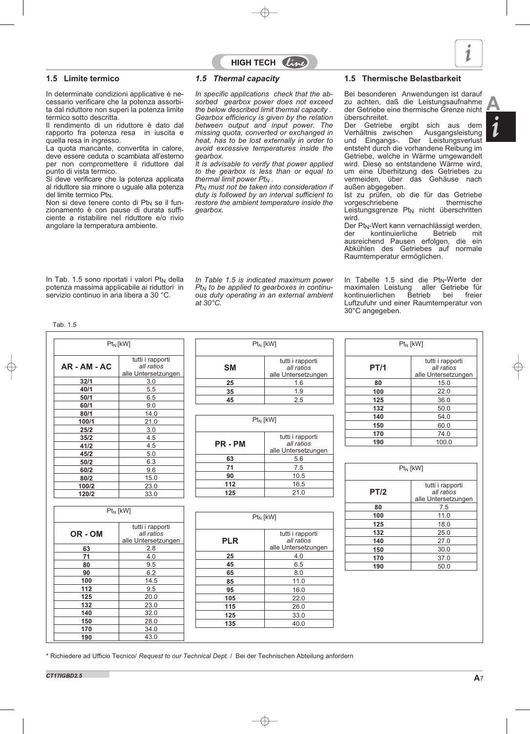## 1.5 Limite termico

In determinate condizioni applicative è necessario verificare che la potenza assorbita dal riduttore non superi la potenza limite termico sotto descritta.
Il rendimento di un riduttore è dato dal rapporto fra potenza resa in iuscita e quella resa in ingresso.
La quota mancante, convertita in calore, deve essere ceduta o scambiata all'esterno per non compromettere il riduttore dal punto di vista termico.
Si deve verificare che la potenza applicata al riduttore sia minore o uguale alla potenza del limite termico $Pt_N$.
Non si deve tenere conto di $Pt_N$ se il funzionamento è con pause di durata sufficiente a ristabilire nel riduttore e/o rivio angolare la temperatura ambiente.

In Tab. 1.5 sono riportati i valori $Pt_N$ della potenza massima applicabile ai riduttori in servizio continuo in aria libera a 30 °C.

## *1.5 Thermal capacity*

*In specific applications check that the absorbed gearbox power does not exceed the below described limit thermal capacity .*
*Gearbox efficiency is given by the relation between output and input power. The missing quota, converted or exchanged in heat, has to be lost externally in order to avoid excessive temperatures inside the gearbox.*
*It is advisable to verify that power applied to the gearbox is less than or equal to thermal limit power $Pt_N$ .*
*$Pt_N$ must not be taken into consideration if duty is followed by an interval sufficient to restore the ambient temperature inside the gearbox.*

*In Table 1.5 is indicated maximum power $Pt_N$ to be applied to gearboxes in continuous duty operating in an external ambient at 30°C.*

## 1.5 Thermische Belastbarkeit

Bei besonderen Anwendungen ist darauf zu achten, daß die Leistungsaufnahme der Getriebe eine thermische Grenze nicht überschreitet.
Der Getriebe ergibt sich aus dem Verhältnis zwischen Ausgangsleistung und Eingangs-. Der Leistungsverlust entsteht durch die vorhandene Reibung im Getriebe, welche in Wärme umgewandelt wird. Diese so entstandene Wärme wird, um eine Überhitzung des Getriebes zu vermeiden, über das Gehäuse nach außen abgegeben.
Ist zu prüfen, ob die für das Getriebe vorgeschriebene thermische Leistungsgrenze $Pt_N$ nicht überschritten wird.
Der $Pt_N$-Wert kann vernachlässigt werden, der kontinuierliche Betrieb mit ausreichend Pausen erfolgen, die ein Abkühlen des Getriebes auf normale Raumtemperatur ermöglichen.

In Tabelle 1.5 sind die $Pt_N$-Werte der maximalen Leistung aller Getriebe für kontinuierlichen Betrieb bei freier Luftzufuhr und einer Raumtemperatur von 30°C angegeben.

Tab. 1.5

| AR - AM - AC | $Pt_N$ [kW] tutti i rapporti / *all ratios* / alle Untersetzungen |
|---|---|
| 32/1 | 3.0 |
| 40/1 | 5.5 |
| 50/1 | 6.5 |
| 60/1 | 9.0 |
| 80/1 | 14.0 |
| 100/1 | 21.0 |
| 25/2 | 3.0 |
| 35/2 | 4.5 |
| 41/2 | 4.5 |
| 45/2 | 5.0 |
| 50/2 | 6.3 |
| 60/2 | 9.6 |
| 80/2 | 15.0 |
| 100/2 | 23.0 |
| 120/2 | 33.0 |

| OR - OM | $Pt_N$ [kW] tutti i rapporti / *all ratios* / alle Untersetzungen |
|---|---|
| 63 | 2.8 |
| 71 | 4.0 |
| 80 | 9.5 |
| 90 | 6.2 |
| 100 | 14.5 |
| 112 | 9.5 |
| 125 | 20.0 |
| 132 | 23.0 |
| 140 | 32.0 |
| 150 | 28.0 |
| 170 | 34.0 |
| 190 | 43.0 |

| SM | $Pt_N$ [kW] tutti i rapporti / *all ratios* / alle Untersetzungen |
|---|---|
| 25 | 1.6 |
| 35 | 1.9 |
| 45 | 2.5 |

| PR - PM | $Pt_N$ [kW] tutti i rapporti / *all ratios* / alle Untersetzungen |
|---|---|
| 63 | 5.6 |
| 71 | 7.5 |
| 90 | 10.5 |
| 112 | 16.5 |
| 125 | 21.0 |

| PLR | $Pt_N$ [kW] tutti i rapporti / *all ratios* / alle Untersetzungen |
|---|---|
| 25 | 4.0 |
| 45 | 6.5 |
| 65 | 8.0 |
| 85 | 11.0 |
| 95 | 16.0 |
| 105 | 22.0 |
| 115 | 26.0 |
| 125 | 33.0 |
| 135 | 40.0 |

| PT/1 | $Pt_N$ [kW] tutti i rapporti / *all ratios* / alle Untersetzungen |
|---|---|
| 80 | 15.0 |
| 100 | 22.0 |
| 125 | 36.0 |
| 132 | 50.0 |
| 140 | 54.0 |
| 150 | 60.0 |
| 170 | 74.0 |
| 190 | 100.0 |

| PT/2 | $Pt_N$ [kW] tutti i rapporti / *all ratios* / alle Untersetzungen |
|---|---|
| 80 | 7.5 |
| 100 | 11.0 |
| 125 | 18.0 |
| 132 | 25.0 |
| 140 | 27.0 |
| 150 | 30.0 |
| 170 | 37.0 |
| 190 | 50.0 |

* Richiedere ad Ufficio Tecnico/ *Request to our Technical Dept.* / Bei der Technischen Abteilung anfordern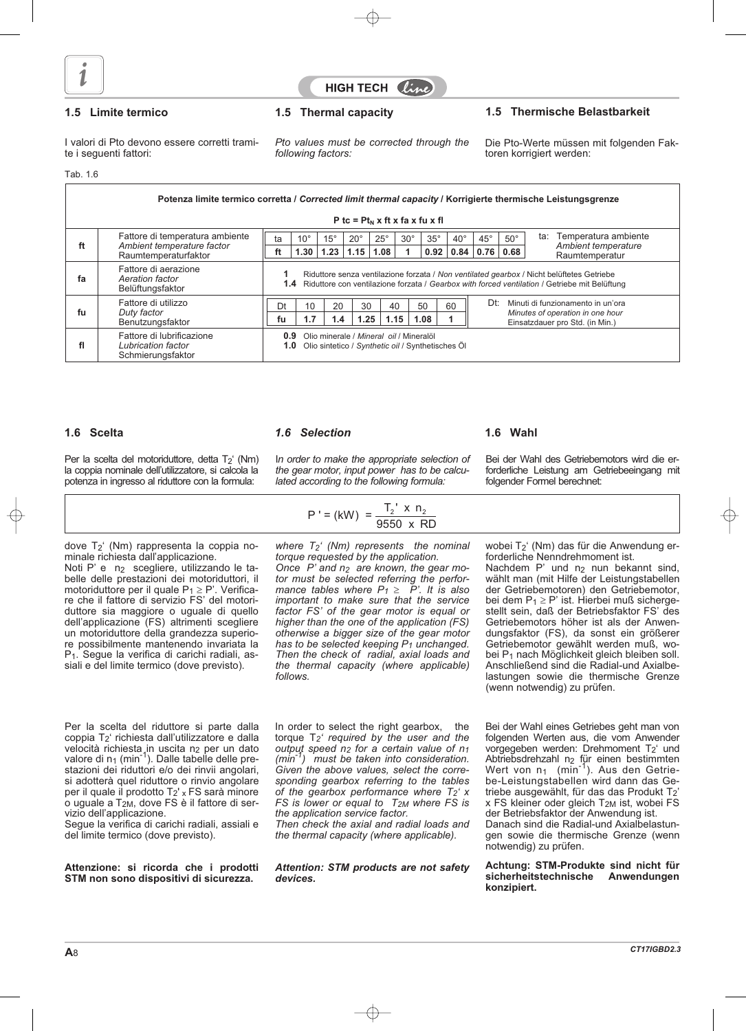## 1.5 Limite termico

I valori di Pto devono essere corretti tramite i seguenti fattori:

## 1.5 Thermal capacity

*Pto values must be corrected through the following factors:*

## 1.5 Thermische Belastbarkeit

Die Pto-Werte müssen mit folgenden Faktoren korrigiert werden:

Tab. 1.6

**Potenza limite termico corretta / *Corrected limit thermal capacity* / Korrigierte thermische Leistungsgrenze**

$$P\,tc = Pt_N \times ft \times fa \times fu \times fl$$

| | | |
|---|---|---|
| **ft** | Fattore di temperatura ambiente / *Ambient temperature factor* / Raumtemperaturfaktor | ta: 10° – 15° – 20° – 25° – 30° – 35° – 40° – 45° – 50°<br>ft: 1.30 – 1.23 – 1.15 – 1.08 – 1 – 0.92 – 0.84 – 0.76 – 0.68<br>ta: Temperatura ambiente / *Ambient temperature* / Raumtemperatur |
| **fa** | Fattore di aerazione / *Aeration factor* / Belüftungsfaktor | **1** Riduttore senza ventilazione forzata / *Non ventilated gearbox* / Nicht belüftetes Getriebe<br>**1.4** Riduttore con ventilazione forzata / *Gearbox with forced ventilation* / Getriebe mit Belüftung |
| **fu** | Fattore di utilizzo / *Duty factor* / Benutzungsfaktor | Dt: 10 – 20 – 30 – 40 – 50 – 60<br>fu: 1.7 – 1.4 – 1.25 – 1.15 – 1.08 – 1<br>Dt: Minuti di funzionamento in un'ora / *Minutes of operation in one hour* / Einsatzdauer pro Std. (in Min.) |
| **fl** | Fattore di lubrificazione / *Lubrication factor* / Schmierungsfaktor | **0.9** Olio minerale / *Mineral oil* / Mineralöl<br>**1.0** Olio sintetico / *Synthetic oil* / Synthetisches Öl |

## 1.6 Scelta

Per la scelta del motoriduttore, detta $T_2'$ (Nm) la coppia nominale dell'utilizzatore, si calcola la potenza in ingresso al riduttore con la formula:

## *1.6 Selection*

*In order to make the appropriate selection of the gear motor, input power has to be calculated according to the following formula:*

## 1.6 Wahl

Bei der Wahl des Getriebemotors wird die erforderliche Leistung am Getriebeeingang mit folgender Formel berechnet:

$$P' = (kW) = \frac{T_2' \times n_2}{9550 \times RD}$$

dove $T_2'$ (Nm) rappresenta la coppia nominale richiesta dall'applicazione.
Noti P' e $n_2$ scegliere, utilizzando le tabelle delle prestazioni dei motoriduttori, il motoriduttore per il quale $P_1 \geq P'$. Verificare che il fattore di servizio FS' del motoriduttore sia maggiore o uguale di quello dell'applicazione (FS) altrimenti scegliere un motoriduttore della grandezza superiore possibilmente mantenendo invariata la $P_1$. Segue la verifica di carichi radiali, assiali e del limite termico (dove previsto).

*where $T_2'$ (Nm) represents the nominal torque requested by the application. Once P' and $n_2$ are known, the gear motor must be selected referring the performance tables where $P_1 \geq P'$. It is also important to make sure that the service factor FS' of the gear motor is equal or higher than the one of the application (FS) otherwise a bigger size of the gear motor has to be selected keeping $P_1$ unchanged. Then the check of radial, axial loads and the thermal capacity (where applicable) follows.*

wobei $T_2'$ (Nm) das für die Anwendung erforderliche Nenndrehmoment ist.
Nachdem P' und $n_2$ nun bekannt sind, wählt man (mit Hilfe der Leistungstabellen der Getriebemotoren) den Getriebemotor, bei dem $P_1 \geq P'$ ist. Hierbei muß sichergestellt sein, daß der Betriebsfaktor FS' des Getriebemotors höher ist als der Anwendungsfaktor (FS), da sonst ein größerer Getriebemotor gewählt werden muß, wobei $P_1$ nach Möglichkeit gleich bleiben soll. Anschließend sind die Radial-und Axialbelastungen sowie die thermische Grenze (wenn notwendig) zu prüfen.

Per la scelta del riduttore si parte dalla coppia $T_2'$ richiesta dall'utilizzatore e dalla velocità richiesta in uscita $n_2$ per un dato valore di $n_1$ ($min^{-1}$). Dalle tabelle delle prestazioni dei riduttori e/o dei rinvii angolari, si adotterà quel riduttore o rinvio angolare per il quale il prodotto $T_2' \times FS$ sarà minore o uguale a $T_{2M}$, dove FS è il fattore di servizio dell'applicazione.
Segue la verifica di carichi radiali, assiali e del limite termico (dove previsto).

In order to select the right gearbox, the torque $T_2'$ *required by the user and the output speed $n_2$ for a certain value of $n_1$ ($min^{-1}$) must be taken into consideration. Given the above values, select the corresponding gearbox referring to the tables of the gearbox performance where $T_2' \times FS$ is lower or equal to $T_{2M}$ where FS is the application service factor.
Then check the axial and radial loads and the thermal capacity (where applicable).*

Bei der Wahl eines Getriebes geht man von folgenden Werten aus, die vom Anwender vorgegeben werden: Drehmoment $T_2'$ und Abtriebsdrehzahl $n_2$ für einen bestimmten Wert von $n_1$ ($min^{-1}$). Aus den Getriebe-Leistungstabellen wird dann das Getriebe ausgewählt, für das das Produkt $T_2' \times FS$ kleiner oder gleich $T_{2M}$ ist, wobei FS der Betriebsfaktor der Anwendung ist.
Danach sind die Radial-und Axialbelastungen sowie die thermische Grenze (wenn notwendig) zu prüfen.

**Attenzione: si ricorda che i prodotti STM non sono dispositivi di sicurezza.**

***Attention: STM products are not safety devices.***

**Achtung: STM-Produkte sind nicht für sicherheitstechnische Anwendungen konzipiert.**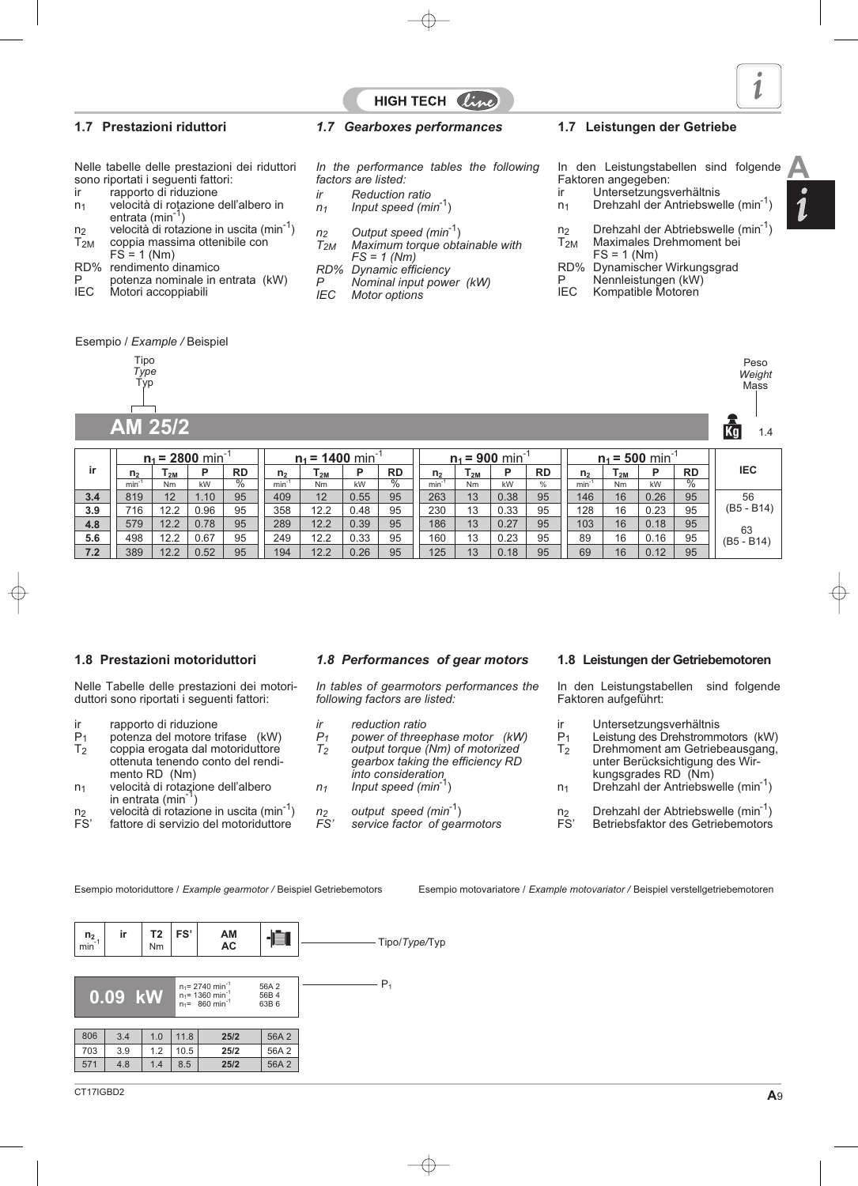## 1.7 Prestazioni riduttori

Nelle tabelle delle prestazioni dei riduttori sono riportati i seguenti fattori:

- ir rapporto di riduzione
- $n_1$ velocità di rotazione dell'albero in entrata ($min^{-1}$)
- $n_2$ velocità di rotazione in uscita ($min^{-1}$)
- $T_{2M}$ coppia massima ottenibile con FS = 1 (Nm)
- RD% rendimento dinamico
- P potenza nominale in entrata (kW)
- IEC Motori accoppiabili

## *1.7 Gearboxes performances*

*In the performance tables the following factors are listed:*

- *ir Reduction ratio*
- *$n_1$ Input speed ($min^{-1}$)*
- *$n_2$ Output speed ($min^{-1}$)*
- *$T_{2M}$ Maximum torque obtainable with FS = 1 (Nm)*
- *RD% Dynamic efficiency*
- *P Nominal input power (kW)*
- *IEC Motor options*

## 1.7 Leistungen der Getriebe

In den Leistungstabellen sind folgende Faktoren angegeben:

- ir Untersetzungsverhältnis
- $n_1$ Drehzahl der Antriebswelle ($min^{-1}$)
- $n_2$ Drehzahl der Abtriebswelle ($min^{-1}$)
- $T_{2M}$ Maximales Drehmoment bei FS = 1 (Nm)
- RD% Dynamischer Wirkungsgrad
- P Nennleistungen (kW)
- IEC Kompatible Motoren

Esempio / *Example /* Beispiel

Tipo / *Type* / Typ — Peso / *Weight* / Mass

**AM 25/2** — Kg 1.4

| ir | $n_1$ = 2800 $min^{-1}$ | | | | $n_1$ = 1400 $min^{-1}$ | | | | $n_1$ = 900 $min^{-1}$ | | | | $n_1$ = 500 $min^{-1}$ | | | | IEC |
|---|---|---|---|---|---|---|---|---|---|---|---|---|---|---|---|---|---|
| | $n_2$ | $T_{2M}$ | P | RD | $n_2$ | $T_{2M}$ | P | RD | $n_2$ | $T_{2M}$ | P | RD | $n_2$ | $T_{2M}$ | P | RD | |
| | $min^{-1}$ | Nm | kW | % | $min^{-1}$ | Nm | kW | % | $min^{-1}$ | Nm | kW | % | $min^{-1}$ | Nm | kW | % | |
| 3.4 | 819 | 12 | 1.10 | 95 | 409 | 12 | 0.55 | 95 | 263 | 13 | 0.38 | 95 | 146 | 16 | 0.26 | 95 | 56 (B5 - B14) |
| 3.9 | 716 | 12.2 | 0.96 | 95 | 358 | 12.2 | 0.48 | 95 | 230 | 13 | 0.33 | 95 | 128 | 16 | 0.23 | 95 | |
| 4.8 | 579 | 12.2 | 0.78 | 95 | 289 | 12.2 | 0.39 | 95 | 186 | 13 | 0.27 | 95 | 103 | 16 | 0.18 | 95 | 63 (B5 - B14) |
| 5.6 | 498 | 12.2 | 0.67 | 95 | 249 | 12.2 | 0.33 | 95 | 160 | 13 | 0.23 | 95 | 89 | 16 | 0.16 | 95 | |
| 7.2 | 389 | 12.2 | 0.52 | 95 | 194 | 12.2 | 0.26 | 95 | 125 | 13 | 0.18 | 95 | 69 | 16 | 0.12 | 95 | |

## 1.8 Prestazioni motoriduttori

Nelle Tabelle delle prestazioni dei motoriduttori sono riportati i seguenti fattori:

- ir rapporto di riduzione
- $P_1$ potenza del motore trifase (kW)
- $T_2$ coppia erogata dal motoriduttore ottenuta tenendo conto del rendimento RD (Nm)
- $n_1$ velocità di rotazione dell'albero in entrata ($min^{-1}$)
- $n_2$ velocità di rotazione in uscita ($min^{-1}$)
- FS' fattore di servizio del motoriduttore

## *1.8 Performances of gear motors*

*In tables of gearmotors performances the following factors are listed:*

- *ir reduction ratio*
- *$P_1$ power of threephase motor (kW)*
- *$T_2$ output torque (Nm) of motorized gearbox taking the efficiency RD into consideration*
- *$n_1$ Input speed ($min^{-1}$)*
- *$n_2$ output speed ($min^{-1}$)*
- *FS' service factor of gearmotors*

## 1.8 Leistungen der Getriebemotoren

In den Leistungstabellen sind folgende Faktoren aufgeführt:

- ir Untersetzungsverhältnis
- $P_1$ Leistung des Drehstrommotors (kW)
- $T_2$ Drehmoment am Getriebeausgang, unter Berücksichtigung des Wirkungsgrades RD (Nm)
- $n_1$ Drehzahl der Antriebswelle ($min^{-1}$)
- $n_2$ Drehzahl der Abtriebswelle ($min^{-1}$)
- FS' Betriebsfaktor des Getriebemotors

Esempio motoriduttore / *Example gearmotor /* Beispiel Getriebemotors

Esempio motovariatore / *Example motovariator /* Beispiel verstellgetriebemotoren

| $n_2$ $min^{-1}$ | ir | T2 Nm | FS' | AM AC | |
|---|---|---|---|---|---|
| **0.09 kW** | | $n_1$= 2740 $min^{-1}$ / $n_1$= 1360 $min^{-1}$ / $n_1$= 860 $min^{-1}$ | | | 56A 2 / 56B 4 / 63B 6 |
| 806 | 3.4 | 1.0 | 11.8 | 25/2 | 56A 2 |
| 703 | 3.9 | 1.2 | 10.5 | 25/2 | 56A 2 |
| 571 | 4.8 | 1.4 | 8.5 | 25/2 | 56A 2 |

Tipo/*Type*/Typ

$P_1$

CT17IGBD2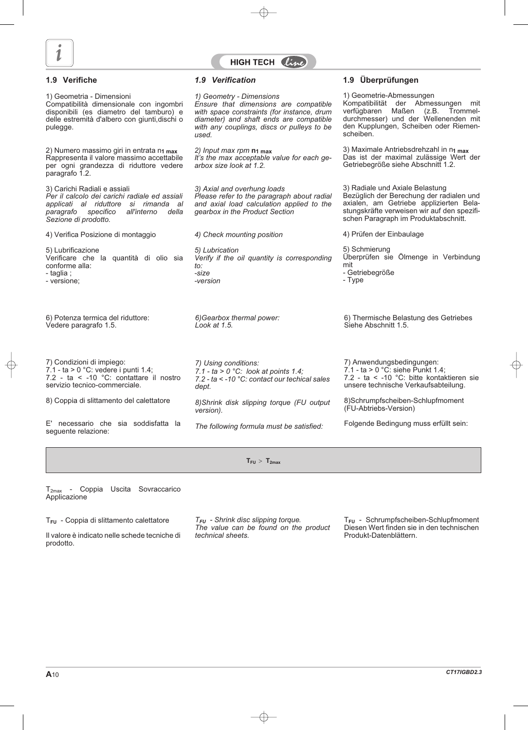## 1.9 Verifiche

1) Geometria - Dimensioni
Compatibilità dimensionale con ingombri disponibili (es diametro del tamburo) e delle estremità d'albero con giunti,dischi o pulegge.

2) Numero massimo giri in entrata $n_{1\ max}$
Rappresenta il valore massimo accettabile per ogni grandezza di riduttore vedere paragrafo 1.2.

3) Carichi Radiali e assiali
*Per il calcolo dei carichi radiale ed assiali applicati al riduttore si rimanda al paragrafo specifico all'interno della Sezione di prodotto.*

4) Verifica Posizione di montaggio

5) Lubrificazione
Verificare che la quantità di olio sia conforme alla:
- taglia ;
- versione;

6) Potenza termica del riduttore:
Vedere paragrafo 1.5.

7) Condizioni di impiego:
7.1 - ta > 0 °C: vedere i punti 1.4;
7.2 - ta < -10 °C: contattare il nostro servizio tecnico-commerciale.

8) Coppia di slittamento del calettatore

E' necessario che sia soddisfatta la seguente relazione:

## *1.9 Verification*

*1) Geometry - Dimensions*
*Ensure that dimensions are compatible with space constraints (for instance, drum diameter) and shaft ends are compatible with any couplings, discs or pulleys to be used.*

*2) Input max rpm* $n_{1\ max}$
*It's the max acceptable value for each gearbox size look at 1.2.*

*3) Axial and overhung loads*
*Please refer to the paragraph about radial and axial load calculation applied to the gearbox in the Product Section*

*4) Check mounting position*

*5) Lubrication*
*Verify if the oil quantity is corresponding to:*
*-size*
*-version*

*6)Gearbox thermal power:*
*Look at 1.5.*

*7) Using conditions:*
*7.1 - ta > 0 °C: look at points 1.4;*
*7.2 - ta < -10 °C: contact our techical sales dept.*

*8)Shrink disk slipping torque (FU output version).*

*The following formula must be satisfied:*

## 1.9 Überprüfungen

1) Geometrie-Abmessungen
Kompatibilität der Abmessungen mit verfügbaren Maßen (z.B. Trommeldurchmesser) und der Wellenenden mit den Kupplungen, Scheiben oder Riemenscheiben.

3) Maximale Antriebsdrehzahl in $n_{1\ max}$
Das ist der maximal zulässige Wert der Getriebegröße siehe Abschnitt 1.2.

3) Radiale und Axiale Belastung
Bezüglich der Berechung der radialen und axialen, am Getriebe applizierten Belastungskräfte verweisen wir auf den spezifischen Paragraph im Produktabschnitt.

4) Prüfen der Einbaulage

5) Schmierung
Überprüfen sie Ölmenge in Verbindung mit
- Getriebegröße
- Type

6) Thermische Belastung des Getriebes
Siehe Abschnitt 1.5.

7) Anwendungsbedingungen:
7.1 - ta > 0 °C: siehe Punkt 1.4;
7.2 - ta < -10 °C: bitte kontaktieren sie unsere technische Verkaufsabteilung.

8)Schrumpfscheiben-Schlupfmoment (FU-Abtriebs-Version)

Folgende Bedingung muss erfüllt sein:

$$T_{FU} > T_{2max}$$

$T_{2max}$ - Coppia Uscita Sovraccarico Applicazione

$T_{FU}$ - Coppia di slittamento calettatore

Il valore è indicato nelle schede tecniche di prodotto.

*$T_{FU}$ - Shrink disc slipping torque.*
*The value can be found on the product technical sheets.*

$T_{FU}$ - Schrumpfscheiben-Schlupfmoment
Diesen Wert finden sie in den technischen Produkt-Datenblättern.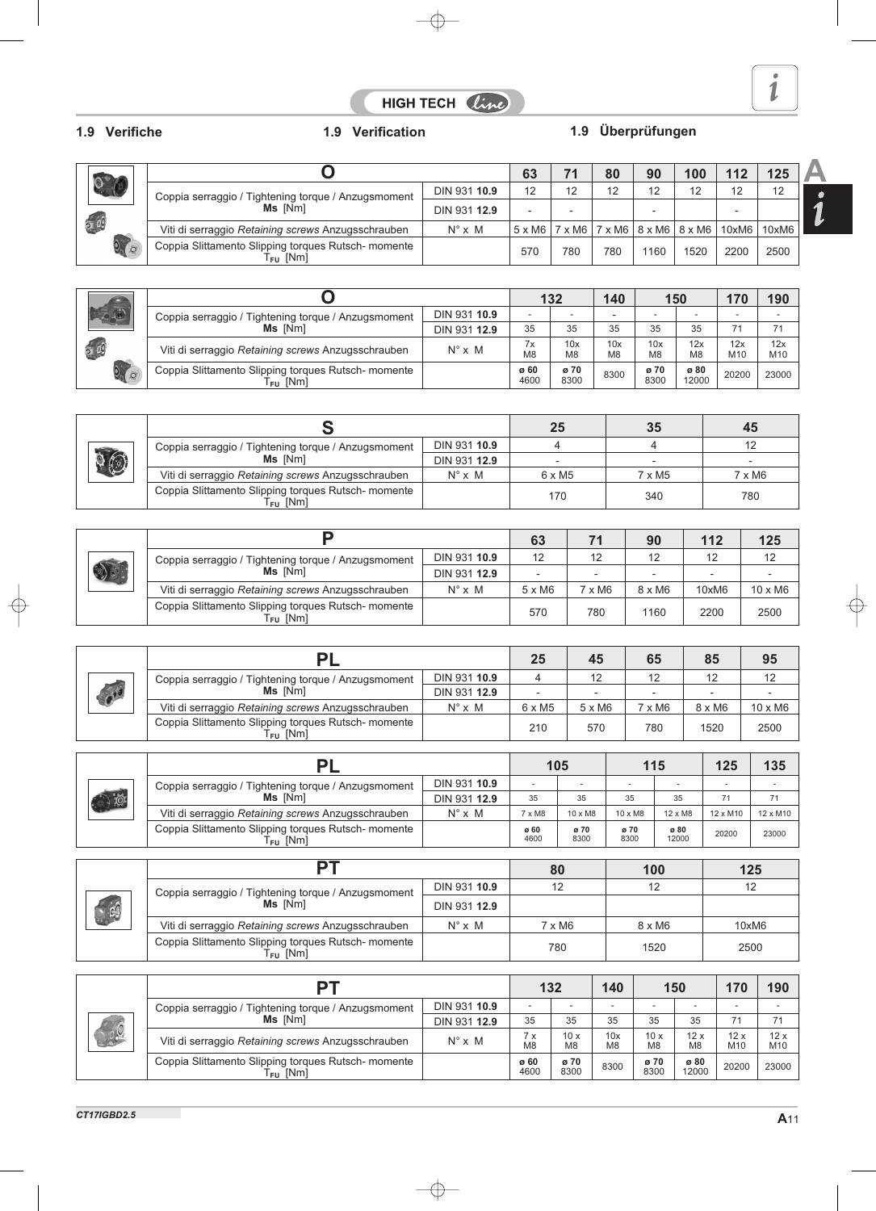## 1.9 Verifiche

## 1.9 Verification

## 1.9 Überprüfungen

| O | | 63 | 71 | 80 | 90 | 100 | 112 | 125 |
|---|---|---|---|---|---|---|---|---|
| Coppia serraggio / Tightening torque / Anzugsmoment **Ms** [Nm] | DIN 931 **10.9** | 12 | 12 | 12 | 12 | 12 | 12 | 12 |
| | DIN 931 **12.9** | - | - | | - | | - | |
| Viti di serraggio *Retaining screws* Anzugsschrauben | N° x M | 5 x M6 | 7 x M6 | 7 x M6 | 8 x M6 | 8 x M6 | 10xM6 | 10xM6 |
| Coppia Slittamento Slipping torques Rutsch- momente $T_{FU}$ [Nm] | | 570 | 780 | 780 | 1160 | 1520 | 2200 | 2500 |

| O | | 132 | | 140 | 150 | | 170 | 190 |
|---|---|---|---|---|---|---|---|---|
| Coppia serraggio / Tightening torque / Anzugsmoment **Ms** [Nm] | DIN 931 **10.9** | - | - | - | - | - | - | - |
| | DIN 931 **12.9** | 35 | 35 | 35 | 35 | 35 | 71 | 71 |
| Viti di serraggio *Retaining screws* Anzugsschrauben | N° x M | 7x M8 | 10x M8 | 10x M8 | 10x M8 | 12x M8 | 12x M10 | 12x M10 |
| Coppia Slittamento Slipping torques Rutsch- momente $T_{FU}$ [Nm] | | ø 60 4600 | ø 70 8300 | 8300 | ø 70 8300 | ø 80 12000 | 20200 | 23000 |

| S | | 25 | 35 | 45 |
|---|---|---|---|---|
| Coppia serraggio / Tightening torque / Anzugsmoment **Ms** [Nm] | DIN 931 **10.9** | 4 | 4 | 12 |
| | DIN 931 **12.9** | - | - | - |
| Viti di serraggio *Retaining screws* Anzugsschrauben | N° x M | 6 x M5 | 7 x M5 | 7 x M6 |
| Coppia Slittamento Slipping torques Rutsch- momente $T_{FU}$ [Nm] | | 170 | 340 | 780 |

| P | | 63 | 71 | 90 | 112 | 125 |
|---|---|---|---|---|---|---|
| Coppia serraggio / Tightening torque / Anzugsmoment **Ms** [Nm] | DIN 931 **10.9** | 12 | 12 | 12 | 12 | 12 |
| | DIN 931 **12.9** | - | - | - | - | - |
| Viti di serraggio *Retaining screws* Anzugsschrauben | N° x M | 5 x M6 | 7 x M6 | 8 x M6 | 10xM6 | 10 x M6 |
| Coppia Slittamento Slipping torques Rutsch- momente $T_{FU}$ [Nm] | | 570 | 780 | 1160 | 2200 | 2500 |

| PL | | 25 | 45 | 65 | 85 | 95 |
|---|---|---|---|---|---|---|
| Coppia serraggio / Tightening torque / Anzugsmoment **Ms** [Nm] | DIN 931 **10.9** | 4 | 12 | 12 | 12 | 12 |
| | DIN 931 **12.9** | - | - | - | - | - |
| Viti di serraggio *Retaining screws* Anzugsschrauben | N° x M | 6 x M5 | 5 x M6 | 7 x M6 | 8 x M6 | 10 x M6 |
| Coppia Slittamento Slipping torques Rutsch- momente $T_{FU}$ [Nm] | | 210 | 570 | 780 | 1520 | 2500 |

| PL | | 105 | | 115 | | 125 | 135 |
|---|---|---|---|---|---|---|---|
| Coppia serraggio / Tightening torque / Anzugsmoment **Ms** [Nm] | DIN 931 **10.9** | - | - | - | - | - | - |
| | DIN 931 **12.9** | 35 | 35 | 35 | 35 | 71 | 71 |
| Viti di serraggio *Retaining screws* Anzugsschrauben | N° x M | 7 x M8 | 10 x M8 | 10 x M8 | 12 x M8 | 12 x M10 | 12 x M10 |
| Coppia Slittamento Slipping torques Rutsch- momente $T_{FU}$ [Nm] | | ø 60 4600 | ø 70 8300 | ø 70 8300 | ø 80 12000 | 20200 | 23000 |

| PT | | 80 | 100 | 125 |
|---|---|---|---|---|
| Coppia serraggio / Tightening torque / Anzugsmoment **Ms** [Nm] | DIN 931 **10.9** | 12 | 12 | 12 |
| | DIN 931 **12.9** | | | |
| Viti di serraggio *Retaining screws* Anzugsschrauben | N° x M | 7 x M6 | 8 x M6 | 10xM6 |
| Coppia Slittamento Slipping torques Rutsch- momente $T_{FU}$ [Nm] | | 780 | 1520 | 2500 |

| PT | | 132 | | 140 | 150 | | 170 | 190 |
|---|---|---|---|---|---|---|---|---|
| Coppia serraggio / Tightening torque / Anzugsmoment **Ms** [Nm] | DIN 931 **10.9** | - | - | - | - | - | - | - |
| | DIN 931 **12.9** | 35 | 35 | 35 | 35 | 35 | 71 | 71 |
| Viti di serraggio *Retaining screws* Anzugsschrauben | N° x M | 7 x M8 | 10 x M8 | 10x M8 | 10 x M8 | 12 x M8 | 12 x M10 | 12 x M10 |
| Coppia Slittamento Slipping torques Rutsch- momente $T_{FU}$ [Nm] | | ø 60 4600 | ø 70 8300 | 8300 | ø 70 8300 | ø 80 12000 | 20200 | 23000 |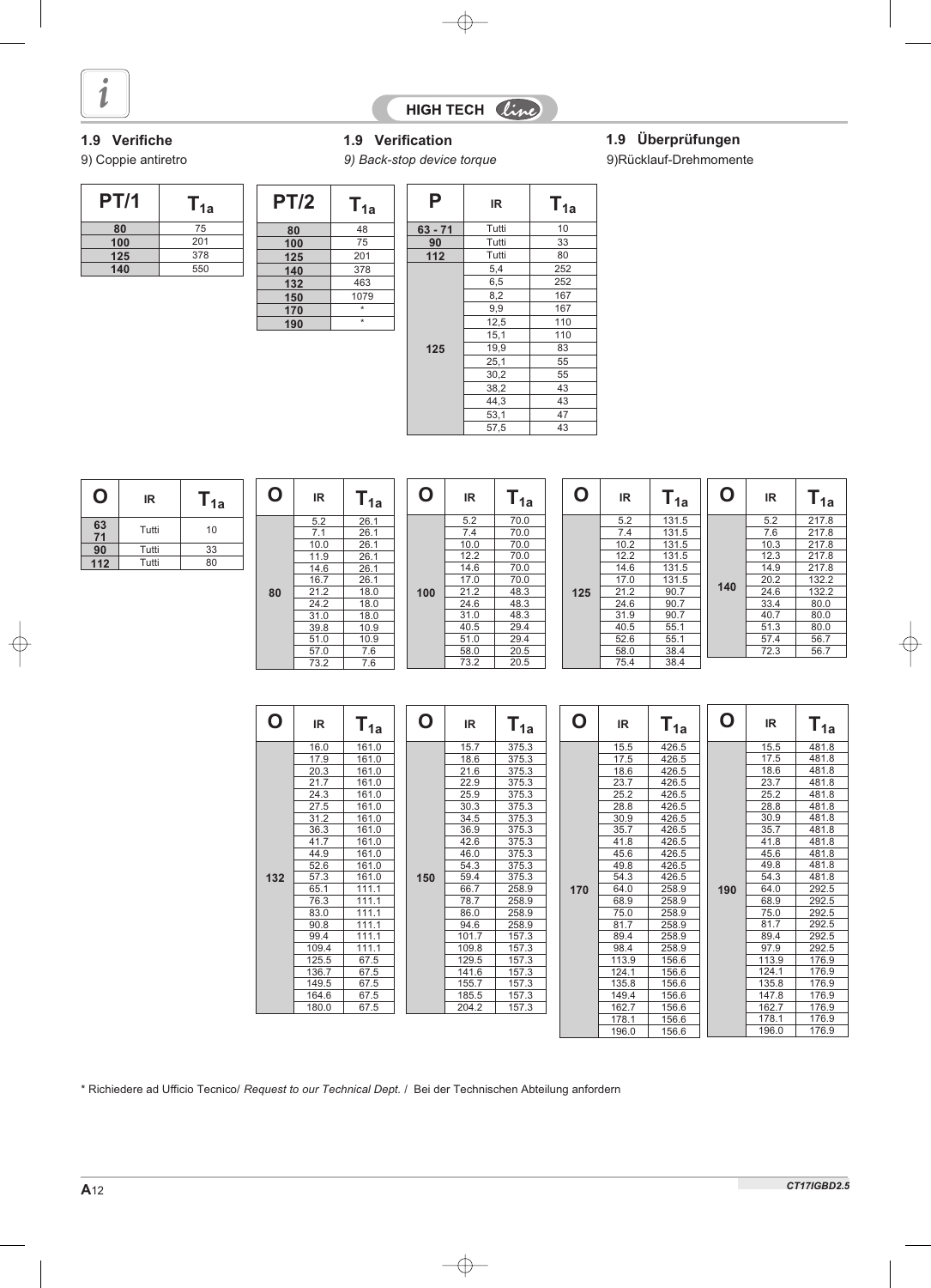## 1.9 Verifiche

9) Coppie antiretro

## 1.9 Verification

*9) Back-stop device torque*

## 1.9 Überprüfungen

9)Rücklauf-Drehmomente

| PT/1 | $T_{1a}$ |
|---|---|
| 80 | 75 |
| 100 | 201 |
| 125 | 378 |
| 140 | 550 |

| PT/2 | $T_{1a}$ |
|---|---|
| 80 | 48 |
| 100 | 75 |
| 125 | 201 |
| 140 | 378 |
| 132 | 463 |
| 150 | 1079 |
| 170 | * |
| 190 | * |

| P | IR | $T_{1a}$ |
|---|---|---|
| 63 - 71 | Tutti | 10 |
| 90 | Tutti | 33 |
| 112 | Tutti | 80 |
| 125 | 5,4 | 252 |
| | 6,5 | 252 |
| | 8,2 | 167 |
| | 9,9 | 167 |
| | 12,5 | 110 |
| | 15,1 | 110 |
| | 19,9 | 83 |
| | 25,1 | 55 |
| | 30,2 | 55 |
| | 38,2 | 43 |
| | 44,3 | 43 |
| | 53,1 | 47 |
| | 57,5 | 43 |

| O | IR | $T_{1a}$ |
|---|---|---|
| 63 71 | Tutti | 10 |
| 90 | Tutti | 33 |
| 112 | Tutti | 80 |

| O | IR | $T_{1a}$ |
|---|---|---|
| 80 | 5.2 | 26.1 |
| | 7.1 | 26.1 |
| | 10.0 | 26.1 |
| | 11.9 | 26.1 |
| | 14.6 | 26.1 |
| | 16.7 | 26.1 |
| | 21.2 | 18.0 |
| | 24.2 | 18.0 |
| | 31.0 | 18.0 |
| | 39.8 | 10.9 |
| | 51.0 | 10.9 |
| | 57.0 | 7.6 |
| | 73.2 | 7.6 |

| O | IR | $T_{1a}$ |
|---|---|---|
| 100 | 5.2 | 70.0 |
| | 7.4 | 70.0 |
| | 10.0 | 70.0 |
| | 12.2 | 70.0 |
| | 14.6 | 70.0 |
| | 17.0 | 70.0 |
| | 21.2 | 48.3 |
| | 24.6 | 48.3 |
| | 31.0 | 48.3 |
| | 40.5 | 29.4 |
| | 51.0 | 29.4 |
| | 58.0 | 20.5 |
| | 73.2 | 20.5 |

| O | IR | $T_{1a}$ |
|---|---|---|
| 125 | 5.2 | 131.5 |
| | 7.4 | 131.5 |
| | 10.2 | 131.5 |
| | 12.2 | 131.5 |
| | 14.6 | 131.5 |
| | 17.0 | 131.5 |
| | 21.2 | 90.7 |
| | 24.6 | 90.7 |
| | 31.9 | 90.7 |
| | 40.5 | 55.1 |
| | 52.6 | 55.1 |
| | 58.0 | 38.4 |
| | 75.4 | 38.4 |

| O | IR | $T_{1a}$ |
|---|---|---|
| 140 | 5.2 | 217.8 |
| | 7.6 | 217.8 |
| | 10.3 | 217.8 |
| | 12.3 | 217.8 |
| | 14.9 | 217.8 |
| | 20.2 | 132.2 |
| | 24.6 | 132.2 |
| | 33.4 | 80.0 |
| | 40.7 | 80.0 |
| | 51.3 | 80.0 |
| | 57.4 | 56.7 |
| | 72.3 | 56.7 |

| O | IR | $T_{1a}$ |
|---|---|---|
| 132 | 16.0 | 161.0 |
| | 17.9 | 161.0 |
| | 20.3 | 161.0 |
| | 21.7 | 161.0 |
| | 24.3 | 161.0 |
| | 27.5 | 161.0 |
| | 31.2 | 161.0 |
| | 36.3 | 161.0 |
| | 41.7 | 161.0 |
| | 44.9 | 161.0 |
| | 52.6 | 161.0 |
| | 57.3 | 161.0 |
| | 65.1 | 111.1 |
| | 76.3 | 111.1 |
| | 83.0 | 111.1 |
| | 90.8 | 111.1 |
| | 99.4 | 111.1 |
| | 109.4 | 111.1 |
| | 125.5 | 67.5 |
| | 136.7 | 67.5 |
| | 149.5 | 67.5 |
| | 164.6 | 67.5 |
| | 180.0 | 67.5 |

| O | IR | $T_{1a}$ |
|---|---|---|
| 150 | 15.7 | 375.3 |
| | 18.6 | 375.3 |
| | 21.6 | 375.3 |
| | 22.9 | 375.3 |
| | 25.9 | 375.3 |
| | 30.3 | 375.3 |
| | 34.5 | 375.3 |
| | 36.9 | 375.3 |
| | 42.6 | 375.3 |
| | 46.0 | 375.3 |
| | 54.3 | 375.3 |
| | 59.4 | 375.3 |
| | 66.7 | 258.9 |
| | 78.7 | 258.9 |
| | 86.0 | 258.9 |
| | 94.6 | 258.9 |
| | 101.7 | 157.3 |
| | 109.8 | 157.3 |
| | 129.5 | 157.3 |
| | 141.6 | 157.3 |
| | 155.7 | 157.3 |
| | 185.5 | 157.3 |
| | 204.2 | 157.3 |

| O | IR | $T_{1a}$ |
|---|---|---|
| 170 | 15.5 | 426.5 |
| | 17.5 | 426.5 |
| | 18.6 | 426.5 |
| | 23.7 | 426.5 |
| | 25.2 | 426.5 |
| | 28.8 | 426.5 |
| | 30.9 | 426.5 |
| | 35.7 | 426.5 |
| | 41.8 | 426.5 |
| | 45.6 | 426.5 |
| | 49.8 | 426.5 |
| | 54.3 | 426.5 |
| | 64.0 | 258.9 |
| | 68.9 | 258.9 |
| | 75.0 | 258.9 |
| | 81.7 | 258.9 |
| | 89.4 | 258.9 |
| | 98.4 | 258.9 |
| | 113.9 | 156.6 |
| | 124.1 | 156.6 |
| | 135.8 | 156.6 |
| | 149.4 | 156.6 |
| | 162.7 | 156.6 |
| | 178.1 | 156.6 |
| | 196.0 | 156.6 |

| O | IR | $T_{1a}$ |
|---|---|---|
| 190 | 15.5 | 481.8 |
| | 17.5 | 481.8 |
| | 18.6 | 481.8 |
| | 23.7 | 481.8 |
| | 25.2 | 481.8 |
| | 28.8 | 481.8 |
| | 30.9 | 481.8 |
| | 35.7 | 481.8 |
| | 41.8 | 481.8 |
| | 45.6 | 481.8 |
| | 49.8 | 481.8 |
| | 54.3 | 481.8 |
| | 64.0 | 292.5 |
| | 68.9 | 292.5 |
| | 75.0 | 292.5 |
| | 81.7 | 292.5 |
| | 89.4 | 292.5 |
| | 97.9 | 292.5 |
| | 113.9 | 176.9 |
| | 124.1 | 176.9 |
| | 135.8 | 176.9 |
| | 147.8 | 176.9 |
| | 162.7 | 176.9 |
| | 178.1 | 176.9 |
| | 196.0 | 176.9 |

* Richiedere ad Ufficio Tecnico/ *Request to our Technical Dept.* / Bei der Technischen Abteilung anfordern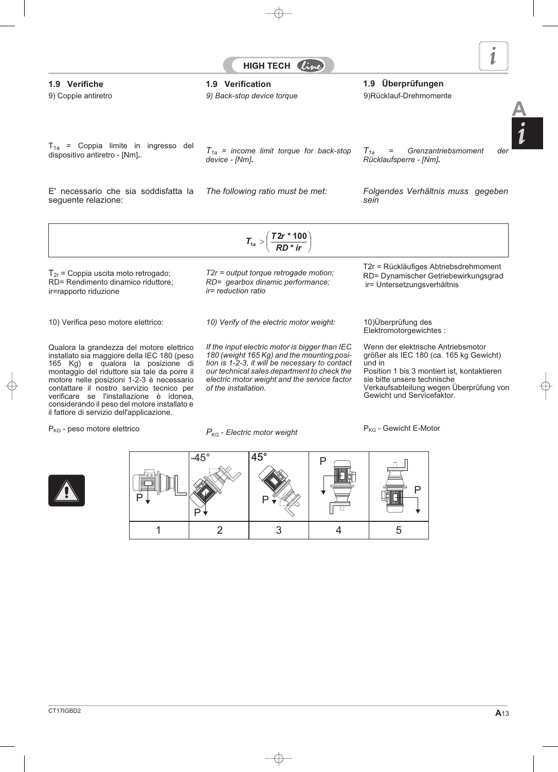## 1.9 Verifiche

9) Coppie antiretro

$T_{1a}$ = Coppia limite in ingresso del dispositivo antiretro - [Nm]..

E' necessario che sia soddisfatta la seguente relazione:

## 1.9 Verification

*9) Back-stop device torque*

*$T_{1a}$ = income limit torque for back-stop device - [Nm].*

*The following ratio must be met:*

## 1.9 Überprüfungen

9)Rücklauf-Drehmomente

*$T_{1a}$ = Grenzantriebsmoment der Rücklaufsperre - [Nm].*

*Folgendes Verhältnis muss gegeben sein*

$$T_{1a} > \left( \frac{T2r * 100}{RD * ir} \right)$$

$T_{2r}$ = Coppia uscita moto retrogado;
RD= Rendimento dinamico riduttore;
ir=rapporto riduzione

*T2r = output torque retrogade motion;*
*RD= gearbox dinamic performance;*
*ir= reduction ratio*

T2r = Rückläufiges Abtriebsdrehmoment
RD= Dynamischer Getriebewirkungsgrad
ir= Untersetzungsverhältnis

10) Verifica peso motore elettrico:

Qualora la grandezza del motore elettrico installato sia maggiore della IEC 180 (peso 165 Kg) e qualora la posizione di montaggio del riduttore sia tale da porre il motore nelle posizioni 1-2-3 è necessario contattare il nostro servizio tecnico per verificare se l'installazione è idonea, considerando il peso del motore installato e il fattore di servizio dell'applicazione.

$P_{KG}$ - peso motore elettrico

*10) Verify of the electric motor weight:*

*If the input electric motor is bigger than IEC 180 (weight 165 Kg) and the mounting position is 1-2-3, it will be necessary to contact our technical sales department to check the electric motor weight and the service factor of the installation.*

*$P_{KG}$ - Electric motor weight*

10)Überprüfung des Elektromotorgewichtes :

Wenn der elektrische Antriebsmotor größer als IEC 180 (ca. 165 kg Gewicht) und in Position 1 bis 3 montiert ist, kontaktieren sie bitte unsere technische Verkaufsabteilung wegen Überprüfung von Gewicht und Servicefaktor.

$P_{KG}$ - Gewicht E-Motor

| P | -45° P | 45° P | P | P |
|---|---|---|---|---|
| 1 | 2 | 3 | 4 | 5 |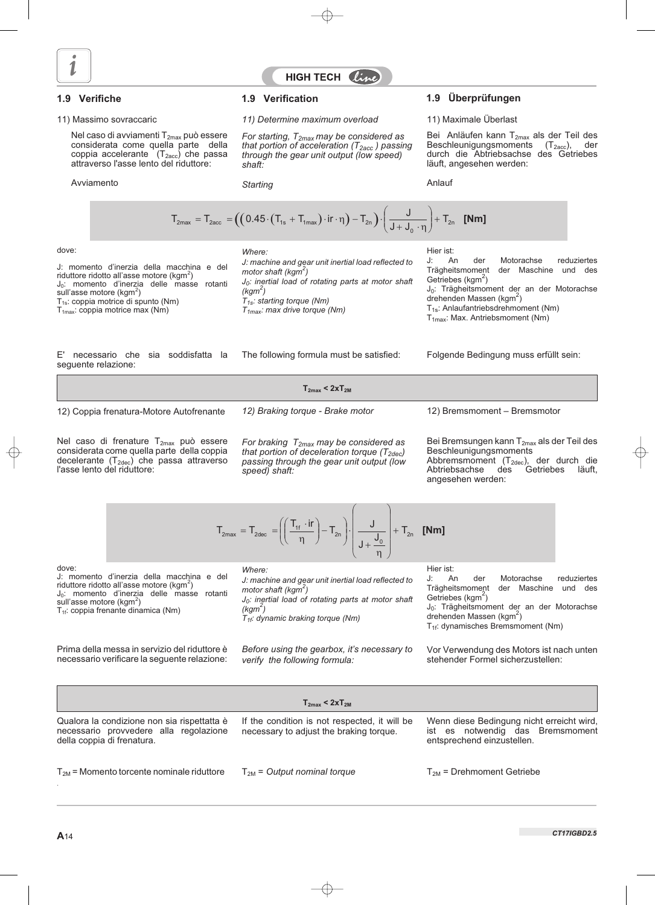**HIGH TECH line**

## 1.9 Verifiche

11) Massimo sovraccaric

Nel caso di avviamenti $T_{2max}$ può essere considerata come quella parte della coppia accelerante ($T_{2acc}$) che passa attraverso l'asse lento del riduttore:

Avviamento

## 1.9 Verification

*11) Determine maximum overload*

*For starting, $T_{2max}$ may be considered as that portion of acceleration ($T_{2acc}$) passing through the gear unit output (low speed) shaft:*

*Starting*

## 1.9 Überprüfungen

11) Maximale Überlast

Bei Anläufen kann $T_{2max}$ als der Teil des Beschleunigungsmoments ($T_{2acc}$), der durch die Abtriebsachse des Getriebes läuft, angesehen werden:

Anlauf

$$T_{2max} = T_{2acc} = \left(\left(0.45 \cdot \left(T_{1s} + T_{1max}\right) \cdot ir \cdot \eta\right) - T_{2n}\right) \cdot \left(\frac{J}{J + J_0 \cdot \eta}\right) + T_{2n} \quad \textbf{[Nm]}$$

dove:

J: momento d'inerzia della macchina e del riduttore ridotto all'asse motore (kgm$^2$)
$J_0$: momento d'inerzia delle masse rotanti sull'asse motore (kgm$^2$)
$T_{1s}$: coppia motrice di spunto (Nm)
$T_{1max}$: coppia motrice max (Nm)

*Where:*
*J: machine and gear unit inertial load reflected to motor shaft (kgm$^2$)*
*$J_0$: inertial load of rotating parts at motor shaft (kgm$^2$)*
*$T_{1s}$: starting torque (Nm)*
*$T_{1max}$: max drive torque (Nm)*

Hier ist:
J: An der Motorachse reduziertes Trägheitsmoment der Maschine und des Getriebes (kgm$^2$)
$J_0$: Trägheitsmoment der an der Motorachse drehenden Massen (kgm$^2$)
$T_{1s}$: Anlaufantriebsdrehmoment (Nm)
$T_{1max}$: Max. Antriebsmoment (Nm)

E' necessario che sia soddisfatta la seguente relazione:

The following formula must be satisfied:

Folgende Bedingung muss erfüllt sein:

$$T_{2max} < 2xT_{2M}$$

12) Coppia frenatura-Motore Autofrenante

*12) Braking torque - Brake motor*

12) Bremsmoment – Bremsmotor

Nel caso di frenature $T_{2max}$ può essere considerata come quella parte della coppia decelerante ($T_{2dec}$) che passa attraverso l'asse lento del riduttore:

*For braking $T_{2max}$ may be considered as that portion of deceleration torque ($T_{2dec}$) passing through the gear unit output (low speed) shaft:*

Bei Bremsungen kann $T_{2max}$ als der Teil des Beschleunigungsmoments Abbremsmoment ($T_{2dec}$), der durch die Abtriebsachse des Getriebes läuft, angesehen werden:

$$T_{2max} = T_{2dec} = \left(\left(\frac{T_{1f} \cdot ir}{\eta}\right) - T_{2n}\right) \cdot \left(\frac{J}{J + \frac{J_0}{\eta}}\right) + T_{2n} \quad \textbf{[Nm]}$$

dove:
J: momento d'inerzia della macchina e del riduttore ridotto all'asse motore (kgm$^2$)
$J_0$: momento d'inerzia delle masse rotanti sull'asse motore (kgm$^2$)
$T_{1f}$: coppia frenante dinamica (Nm)

*Where:*
*J: machine and gear unit inertial load reflected to motor shaft (kgm$^2$)*
*$J_0$: inertial load of rotating parts at motor shaft (kgm$^2$)*
*$T_{1f}$: dynamic braking torque (Nm)*

Hier ist:
J: An der Motorachse reduziertes Trägheitsmoment der Maschine und des Getriebes (kgm$^2$)
$J_0$: Trägheitsmoment der an der Motorachse drehenden Massen (kgm$^2$)
$T_{1f}$: dynamisches Bremsmoment (Nm)

Prima della messa in servizio del riduttore è necessario verificare la seguente relazione:

*Before using the gearbox, it's necessary to verify the following formula:*

Vor Verwendung des Motors ist nach unten stehender Formel sicherzustellen:

$$T_{2max} < 2xT_{2M}$$

Qualora la condizione non sia rispettatta è necessario provvedere alla regolazione della coppia di frenatura.

If the condition is not respected, it will be necessary to adjust the braking torque.

Wenn diese Bedingung nicht erreicht wird, ist es notwendig das Bremsmoment entsprechend einzustellen.

$T_{2M}$ = Momento torcente nominale riduttore

$T_{2M}$ = *Output nominal torque*

$T_{2M}$ = Drehmoment Getriebe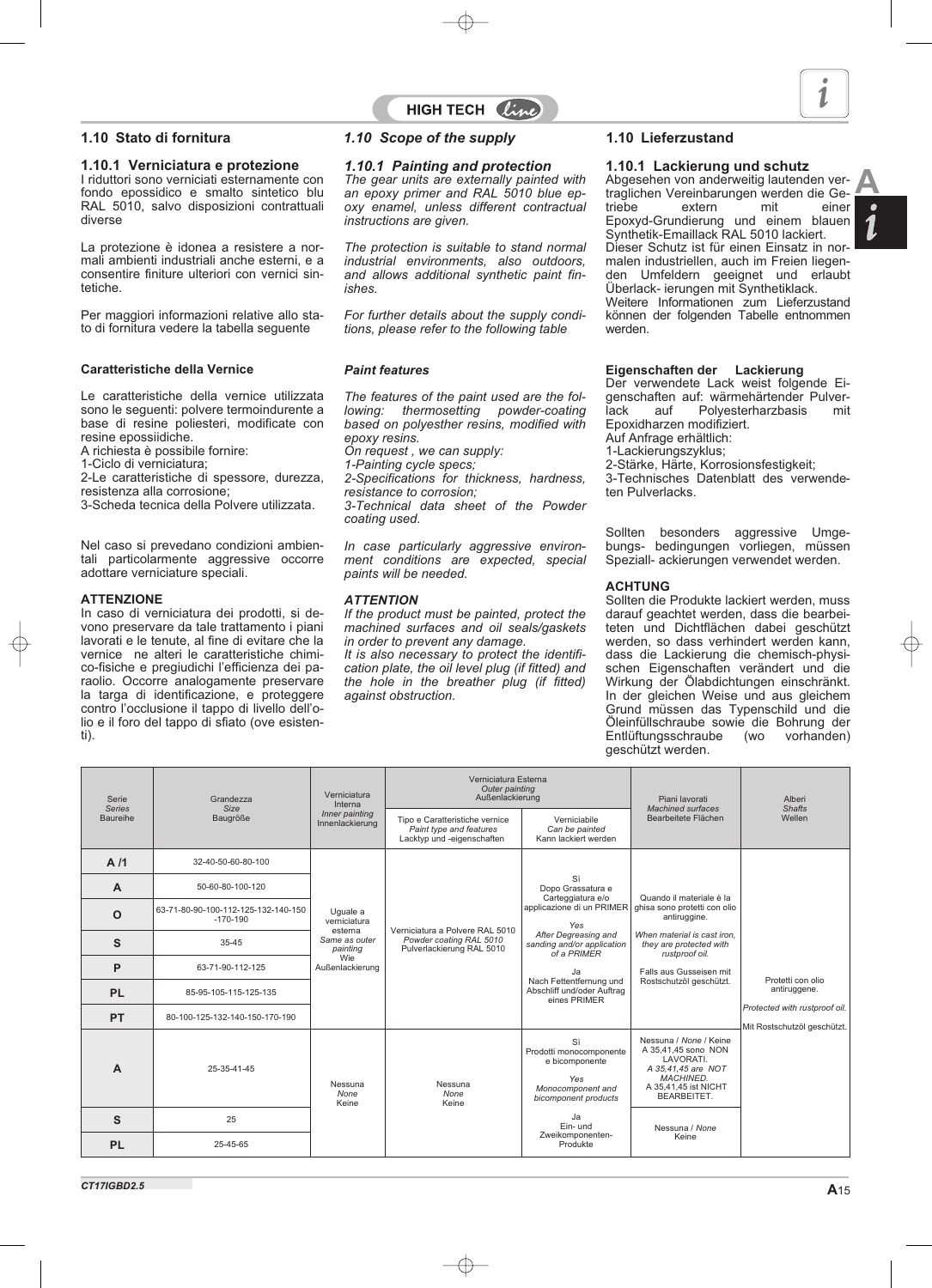## 1.10 Stato di fornitura

### 1.10.1 Verniciatura e protezione

I riduttori sono verniciati esternamente con fondo epossidico e smalto sintetico blu RAL 5010, salvo disposizioni contrattuali diverse

La protezione è idonea a resistere a normali ambienti industriali anche esterni, e a consentire finiture ulteriori con vernici sintetiche.

Per maggiori informazioni relative allo stato di fornitura vedere la tabella seguente

**Caratteristiche della Vernice**

Le caratteristiche della vernice utilizzata sono le seguenti: polvere termoindurente a base di resine poliesteri, modificate con resine epossidiche.
A richiesta è possibile fornire:
1-Ciclo di verniciatura;
2-Le caratteristiche di spessore, durezza, resistenza alla corrosione;
3-Scheda tecnica della Polvere utilizzata.

Nel caso si prevedano condizioni ambientali particolarmente aggressive occorre adottare verniciature speciali.

**ATTENZIONE**
In caso di verniciatura dei prodotti, si devono preservare da tale trattamento i piani lavorati e le tenute, al fine di evitare che la vernice ne alteri le caratteristiche chimico-fisiche e pregiudichi l'efficienza del paraolio. Occorre analogamente preservare la targa di identificazione, e proteggere contro l'occlusione il tappo di livello dell'olio e il foro del tappo di sfiato (ove esistenti).

## *1.10 Scope of the supply*

### *1.10.1 Painting and protection*

*The gear units are externally painted with an epoxy primer and RAL 5010 blue epoxy enamel, unless different contractual instructions are given.*

*The protection is suitable to stand normal industrial environments, also outdoors, and allows additional synthetic paint finishes.*

*For further details about the supply conditions, please refer to the following table*

***Paint features***

*The features of the paint used are the following: thermosetting powder-coating based on polyesther resins, modified with epoxy resins.*
*On request , we can supply:*
*1-Painting cycle specs;*
*2-Specifications for thickness, hardness, resistance to corrosion;*
*3-Technical data sheet of the Powder coating used.*

*In case particularly aggressive environment conditions are expected, special paints will be needed.*

***ATTENTION***
*If the product must be painted, protect the machined surfaces and oil seals/gaskets in order to prevent any damage.*
*It is also necessary to protect the identification plate, the oil level plug (if fitted) and the hole in the breather plug (if fitted) against obstruction.*

## 1.10 Lieferzustand

### 1.10.1 Lackierung und schutz

Abgesehen von anderweitig lautenden vertraglichen Vereinbarungen werden die Getriebe extern mit einer Epoxyd-Grundierung und einem blauen Synthetik-Emaillack RAL 5010 lackiert.
Dieser Schutz ist für einen Einsatz in normalen industriellen, auch im Freien liegenden Umfeldern geeignet und erlaubt Überlack- ierungen mit Synthetiklack.
Weitere Informationen zum Lieferzustand können der folgenden Tabelle entnommen werden.

**Eigenschaften der Lackierung**
Der verwendete Lack weist folgende Eigenschaften auf: wärmehärtender Pulverlack auf Polyesterharzbasis mit Epoxidharzen modifiziert.
Auf Anfrage erhältlich:
1-Lackierungszyklus;
2-Stärke, Härte, Korrosionsfestigkeit;
3-Technisches Datenblatt des verwendeten Pulverlacks.

Sollten besonders aggressive Umgebungs- bedingungen vorliegen, müssen Speziall- ackierungen verwendet werden.

**ACHTUNG**
Sollten die Produkte lackiert werden, muss darauf geachtet werden, dass die bearbeiteten und Dichtflächen dabei geschützt werden, so dass verhindert werden kann, dass die Lackierung die chemisch-physischen Eigenschaften verändert und die Wirkung der Ölabdichtungen einschränkt. In der gleichen Weise und aus gleichem Grund müssen das Typenschild und die Öleinfüllschraube sowie die Bohrung der Entlüftungsschraube (wo vorhanden) geschützt werden.

| Serie *Series* Baureihe | Grandezza *Size* Baugröße | Verniciatura Interna *Inner painting* Innenlackierung | Verniciatura Esterna *Outer painting* Außenlackierung | | Piani lavorati *Machined surfaces* Bearbeitete Flächen | Alberi *Shafts* Wellen |
|---|---|---|---|---|---|---|
| | | | Tipo e Caratteristiche vernice *Paint type and features* Lacktyp und -eigenschaften | Verniciabile *Can be painted* Kann lackiert werden | | |
| **A /1** | 32-40-50-60-80-100 | Uguale a verniciatura esterna *Same as outer painting* Wie Außenlackierung | Verniciatura a Polvere RAL 5010 *Powder coating RAL 5010* Pulverlackierung RAL 5010 | Sì Dopo Grassatura e Carteggiatura e/o applicazione di un PRIMER *Yes After Degreasing and sanding and/or application of a PRIMER* Ja Nach Fettentfernung und Abschliff und/oder Auftrag eines PRIMER | Quando il materiale è la ghisa sono protetti con olio antiruggine. *When material is cast iron, they are protected with rustproof oil.* Falls aus Gusseisen mit Rostschutzöl geschützt. | Protetti con olio antiruggene. *Protected with rustproof oil.* Mit Rostschutzöl geschützt. |
| **A** | 50-60-80-100-120 | | | | | |
| **O** | 63-71-80-90-100-112-125-132-140-150 -170-190 | | | | | |
| **S** | 35-45 | | | | | |
| **P** | 63-71-90-112-125 | | | | | |
| **PL** | 85-95-105-115-125-135 | | | | | |
| **PT** | 80-100-125-132-140-150-170-190 | | | | | |
| **A** | 25-35-41-45 | Nessuna *None* Keine | Nessuna *None* Keine | Sì Prodotti monocomponente e bicomponente *Yes Monocomponent and bicomponent products* Ja Ein- und Zweikomponenten-Produkte | Nessuna / *None* / Keine A 35,41,45 sono NON LAVORATI. *A 35,41,45 are NOT MACHINED.* A 35,41,45 ist NICHT BEARBEITET. | |
| **S** | 25 | | | | Nessuna / *None* Keine | |
| **PL** | 25-45-65 | | | | | |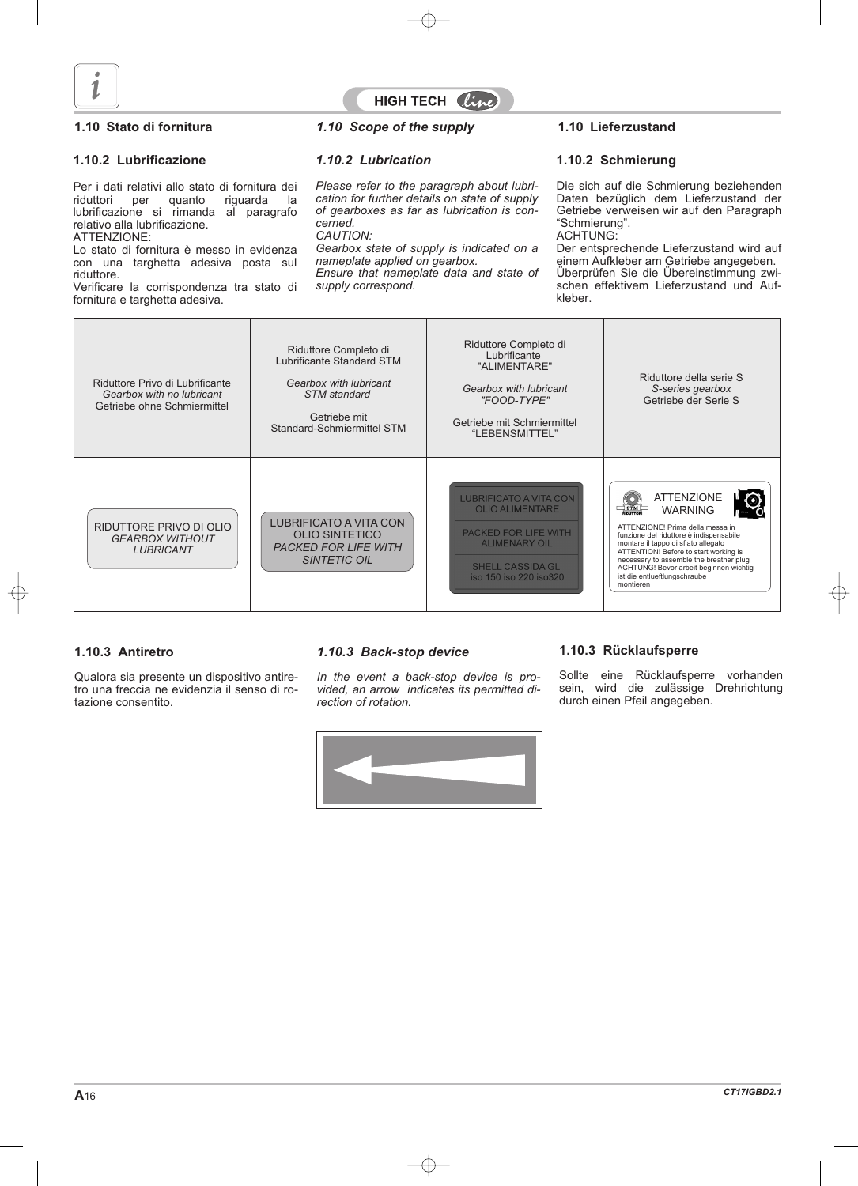## 1.10 Stato di fornitura

### 1.10.2 Lubrificazione

Per i dati relativi allo stato di fornitura dei riduttori per quanto riguarda la lubrificazione si rimanda al paragrafo relativo alla lubrificazione.
ATTENZIONE:
Lo stato di fornitura è messo in evidenza con una targhetta adesiva posta sul riduttore.
Verificare la corrispondenza tra stato di fornitura e targhetta adesiva.

## *1.10 Scope of the supply*

### *1.10.2 Lubrication*

*Please refer to the paragraph about lubrication for further details on state of supply of gearboxes as far as lubrication is concerned.*
*CAUTION:*
*Gearbox state of supply is indicated on a nameplate applied on gearbox.*
*Ensure that nameplate data and state of supply correspond.*

## 1.10 Lieferzustand

### 1.10.2 Schmierung

Die sich auf die Schmierung beziehenden Daten bezüglich dem Lieferzustand der Getriebe verweisen wir auf den Paragraph "Schmierung".
ACHTUNG:
Der entsprechende Lieferzustand wird auf einem Aufkleber am Getriebe angegeben. Überprüfen Sie die Übereinstimmung zwischen effektivem Lieferzustand und Aufkleber.

| Riduttore Privo di Lubrificante *Gearbox with no lubricant* Getriebe ohne Schmiermittel | Riduttore Completo di Lubrificante Standard STM *Gearbox with lubricant STM standard* Getriebe mit Standard-Schmiermittel STM | Riduttore Completo di Lubrificante "ALIMENTARE" *Gearbox with lubricant "FOOD-TYPE"* Getriebe mit Schmiermittel "LEBENSMITTEL" | Riduttore della serie S *S-series gearbox* Getriebe der Serie S |
|---|---|---|---|
| RIDUTTORE PRIVO DI OLIO *GEARBOX WITHOUT LUBRICANT* | LUBRIFICATO A VITA CON OLIO SINTETICO *PACKED FOR LIFE WITH SINTETIC OIL* | LUBRIFICATO A VITA CON OLIO ALIMENTARE / PACKED FOR LIFE WITH ALIMENARY OIL / SHELL CASSIDA GL iso 150 iso 220 iso320 | ATTENZIONE WARNING — ATTENZIONE! Prima della messa in funzione del riduttore è indispensabile montare il tappo di sfiato allegato ATTENTION! Before to start working is necessary to assemble the breather plug ACHTUNG! Bevor arbeit beginnen wichtig ist die entlueftlungschraube montieren |

## 1.10.3 Antiretro

Qualora sia presente un dispositivo antiretro una freccia ne evidenzia il senso di rotazione consentito.

## *1.10.3 Back-stop device*

*In the event a back-stop device is provided, an arrow indicates its permitted direction of rotation.*

## 1.10.3 Rücklaufsperre

Sollte eine Rücklaufsperre vorhanden sein, wird die zulässige Drehrichtung durch einen Pfeil angegeben.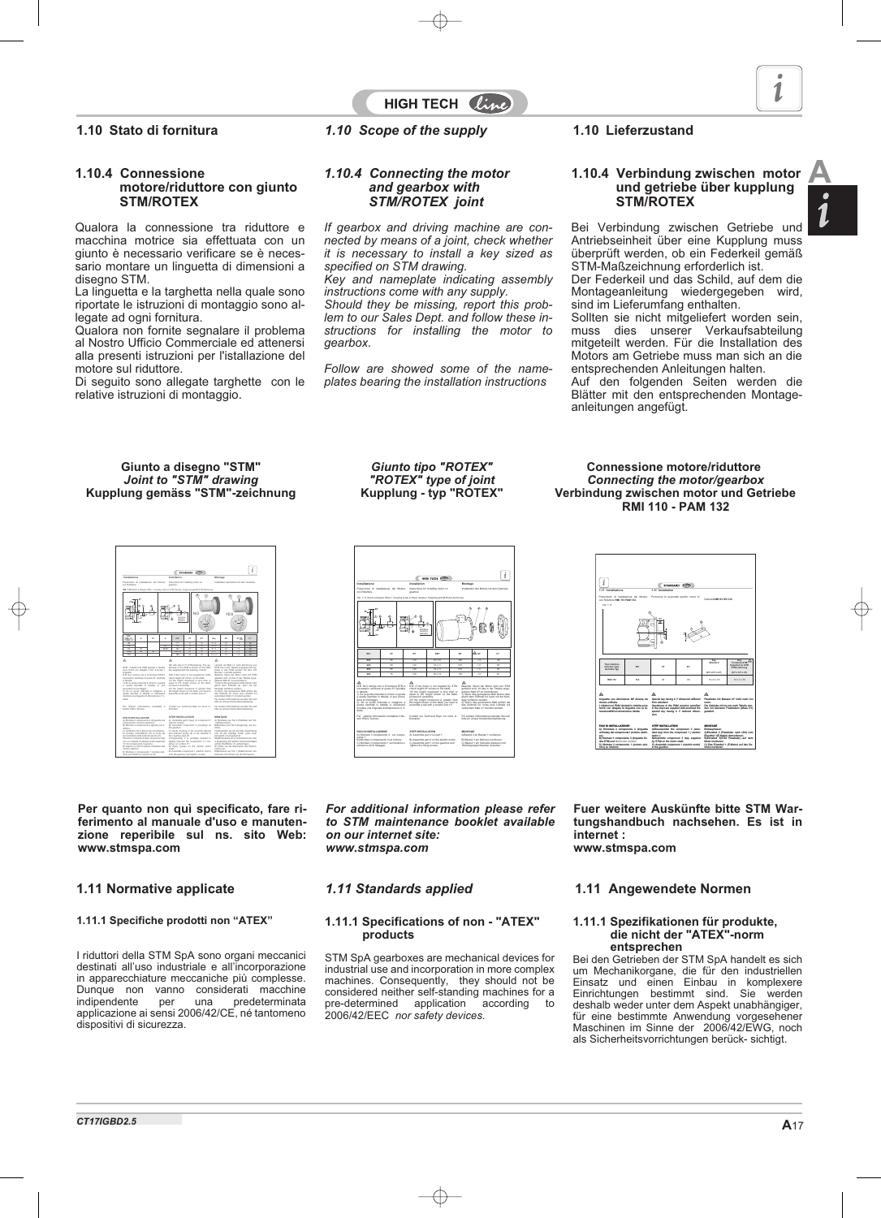## 1.10 Stato di fornitura

### 1.10.4 Connessione motore/riduttore con giunto STM/ROTEX

Qualora la connessione tra riduttore e macchina motrice sia effettuata con un giunto è necessario verificare se è necessario montare un linguetta di dimensioni a disegno STM.

La linguetta e la targhetta nella quale sono riportate le istruzioni di montaggio sono allegate ad ogni fornitura.

Qualora non fornite segnalare il problema al Nostro Ufficio Commerciale ed attenersi alla presenti istruzioni per l'istallazione del motore sul riduttore.

Di seguito sono allegate targhette con le relative istruzioni di montaggio.

## *1.10 Scope of the supply*

### *1.10.4 Connecting the motor and gearbox with STM/ROTEX joint*

*If gearbox and driving machine are connected by means of a joint, check whether it is necessary to install a key sized as specified on STM drawing.*

*Key and nameplate indicating assembly instructions come with any supply.*

*Should they be missing, report this problem to our Sales Dept. and follow these instructions for installing the motor to gearbox.*

*Follow are showed some of the nameplates bearing the installation instructions*

## 1.10 Lieferzustand

### 1.10.4 Verbindung zwischen motor und getriebe über kupplung STM/ROTEX

Bei Verbindung zwischen Getriebe und Antriebseinheit über eine Kupplung muss überprüft werden, ob ein Federkeil gemäß STM-Maßzeichnung erforderlich ist.

Der Federkeil und das Schild, auf dem die Montageanleitung wiedergegeben wird, sind im Lieferumfang enthalten.

Sollten sie nicht mitgeliefert worden sein, muss dies unserer Verkaufsabteilung mitgeteilt werden. Für die Installation des Motors am Getriebe muss man sich an die entsprechenden Anleitungen halten.

Auf den folgenden Seiten werden die Blätter mit den entsprechenden Montageanleitungen angefügt.

**Giunto a disegno "STM"**
***Joint to "STM" drawing***
**Kupplung gemäss "STM"-zeichnung**

***Giunto tipo "ROTEX"***
***"ROTEX" type of joint***
**Kupplung - typ "ROTEX"**

**Connessione motore/riduttore**
***Connecting the motor/gearbox***
**Verbindung zwischen motor und Getriebe**
**RMI 110 - PAM 132**

**Per quanto non quì specificato, fare riferimento al manuale d'uso e manutenzione reperibile sul ns. sito Web: www.stmspa.com**

***For additional information please refer to STM maintenance booklet available on our internet site: www.stmspa.com***

**Fuer weitere Auskünfte bitte STM Wartungshandbuch nachsehen. Es ist in internet : www.stmspa.com**

## 1.11 Normative applicate

### 1.11.1 Specifiche prodotti non "ATEX"

I riduttori della STM SpA sono organi meccanici destinati all'uso industriale e all'incorporazione in apparecchiature meccaniche più complesse. Dunque non vanno considerati macchine indipendente per una predeterminata applicazione ai sensi 2006/42/CE, né tantomeno dispositivi di sicurezza.

## *1.11 Standards applied*

### 1.11.1 Specifications of non - "ATEX" products

STM SpA gearboxes are mechanical devices for industrial use and incorporation in more complex machines. Consequently, they should not be considered neither self-standing machines for a pre-determined application according to 2006/42/EEC *nor safety devices.*

## 1.11 Angewendete Normen

### 1.11.1 Spezifikationen für produkte, die nicht der "ATEX"-norm entsprechen

Bei den Getrieben der STM SpA handelt es sich um Mechanikorgane, die für den industriellen Einsatz und einen Einbau in komplexere Einrichtungen bestimmt sind. Sie werden deshalb weder unter dem Aspekt unabhängiger, für eine bestimmte Anwendung vorgesehener Maschinen im Sinne der 2006/42/EWG, noch als Sicherheitsvorrichtungen berück- sichtigt.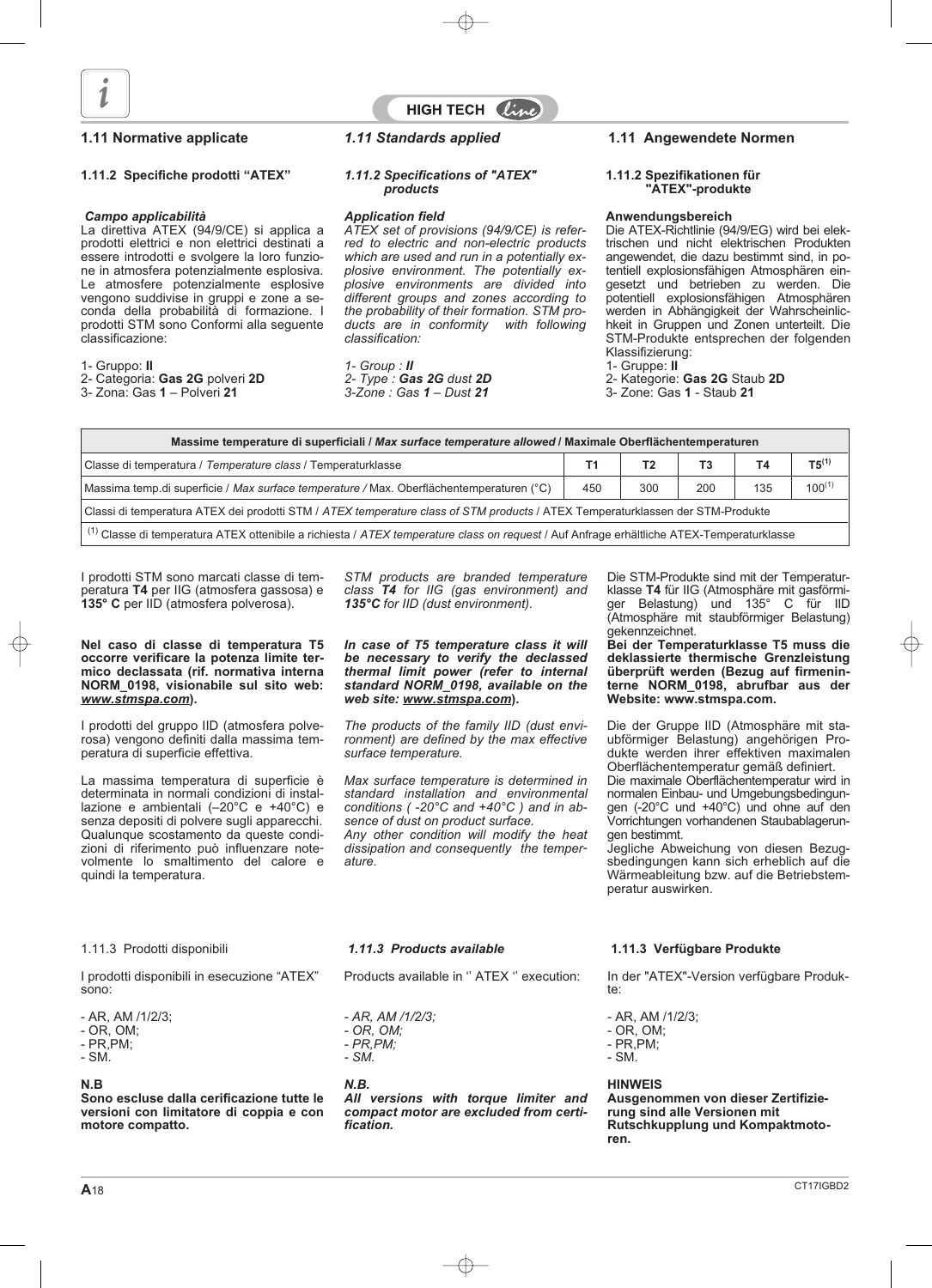## 1.11 Normative applicate

### 1.11.2 Specifiche prodotti “ATEX”

*Campo applicabilità*
La direttiva ATEX (94/9/CE) si applica a prodotti elettrici e non elettrici destinati a essere introdotti e svolgere la loro funzione in atmosfera potenzialmente esplosiva. Le atmosfere potenzialmente esplosive vengono suddivise in gruppi e zone a seconda della probabilità di formazione. I prodotti STM sono Conformi alla seguente classificazione:

1- Gruppo: **II**
2- Categoria: **Gas 2G** polveri **2D**
3- Zona: Gas **1** – Polveri **21**

## *1.11 Standards applied*

### *1.11.2 Specifications of "ATEX" products*

***Application field***
*ATEX set of provisions (94/9/CE) is referred to electric and non-electric products which are used and run in a potentially explosive environment. The potentially explosive environments are divided into different groups and zones according to the probability of their formation. STM products are in conformity with following classification:*

*1- Group :* ***II***
*2- Type :* ***Gas 2G*** *dust* ***2D***
*3-Zone : Gas* ***1*** *– Dust* ***21***

## 1.11 Angewendete Normen

### 1.11.2 Spezifikationen für "ATEX"-produkte

**Anwendungsbereich**
Die ATEX-Richtlinie (94/9/EG) wird bei elektrischen und nicht elektrischen Produkten angewendet, die dazu bestimmt sind, in potentiell explosionsfähigen Atmosphären eingesetzt und betrieben zu werden. Die potentiell explosionsfähigen Atmosphären werden in Abhängigkeit der Wahrscheinlichkeit in Gruppen und Zonen unterteilt. Die STM-Produkte entsprechen der folgenden Klassifizierung:
1- Gruppe: **II**
2- Kategorie: **Gas 2G** Staub **2D**
3- Zone: Gas **1** - Staub **21**

| Massime temperature di superficiali / *Max surface temperature allowed* / Maximale Oberflächentemperaturen | | | | | |
|---|---|---|---|---|---|
| Classe di temperatura / *Temperature class* / Temperaturklasse | T1 | T2 | T3 | T4 | T5[(1)] |
| Massima temp.di superficie / *Max surface temperature* / Max. Oberflächentemperaturen (°C) | 450 | 300 | 200 | 135 | 100[(1)] |
| Classi di temperatura ATEX dei prodotti STM / *ATEX temperature class of STM products* / ATEX Temperaturklassen der STM-Produkte | | | | | |
| [(1)] Classe di temperatura ATEX ottenibile a richiesta / *ATEX temperature class on request* / Auf Anfrage erhältliche ATEX-Temperaturklasse | | | | | |

I prodotti STM sono marcati classe di temperatura **T4** per IIG (atmosfera gassosa) e **135° C** per IID (atmosfera polverosa).

**Nel caso di classe di temperatura T5 occorre verificare la potenza limite termico declassata (rif. normativa interna NORM_0198, visionabile sul sito web: *www.stmspa.com*).**

I prodotti del gruppo IID (atmosfera polverosa) vengono definiti dalla massima temperatura di superficie effettiva.

La massima temperatura di superficie è determinata in normali condizioni di installazione e ambientali (–20°C e +40°C) e senza depositi di polvere sugli apparecchi. Qualunque scostamento da queste condizioni di riferimento può influenzare notevolmente lo smaltimento del calore e quindi la temperatura.

*STM products are branded temperature class* ***T4*** *for IIG (gas environment) and* ***135°C*** *for IID (dust environment).*

***In case of T5 temperature class it will be necessary to verify the declassed thermal limit power (refer to internal standard NORM_0198, available on the web site: www.stmspa.com).***

*The products of the family IID (dust environment) are defined by the max effective surface temperature.*

*Max surface temperature is determined in standard installation and environmental conditions ( -20°C and +40°C ) and in absence of dust on product surface.*
*Any other condition will modify the heat dissipation and consequently the temperature.*

Die STM-Produkte sind mit der Temperaturklasse **T4** für IIG (Atmosphäre mit gasförmiger Belastung) und 135° C für IID (Atmosphäre mit staubförmiger Belastung) gekennzeichnet.
**Bei der Temperaturklasse T5 muss die deklassierte thermische Grenzleistung überprüft werden (Bezug auf firmeninterne NORM_0198, abrufbar aus der Website: www.stmspa.com.**

Die der Gruppe IID (Atmosphäre mit staubförmiger Belastung) angehörigen Produkte werden ihrer effektiven maximalen Oberflächentemperatur gemäß definiert.
Die maximale Oberflächentemperatur wird in normalen Einbau- und Umgebungsbedingungen (-20°C und +40°C) und ohne auf den Vorrichtungen vorhandenen Staubablagerungen bestimmt.
Jegliche Abweichung von diesen Bezugsbedingungen kann sich erheblich auf die Wärmeableitung bzw. auf die Betriebstemperatur auswirken.

### 1.11.3 Prodotti disponibili

I prodotti disponibili in esecuzione “ATEX” sono:

- AR, AM /1/2/3;
- OR, OM;
- PR,PM;
- SM.

**N.B**
**Sono escluse dalla cerificazione tutte le versioni con limitatore di coppia e con motore compatto.**

### *1.11.3 Products available*

Products available in ‘’ ATEX ‘’ execution:

*- AR, AM /1/2/3;*
*- OR, OM;*
*- PR,PM;*
*- SM.*

***N.B.***
***All versions with torque limiter and compact motor are excluded from certification.***

### 1.11.3 Verfügbare Produkte

In der "ATEX"-Version verfügbare Produkte:

- AR, AM /1/2/3;
- OR, OM;
- PR,PM;
- SM.

**HINWEIS**
**Ausgenommen von dieser Zertifizierung sind alle Versionen mit Rutschkupplung und Kompaktmotoren.**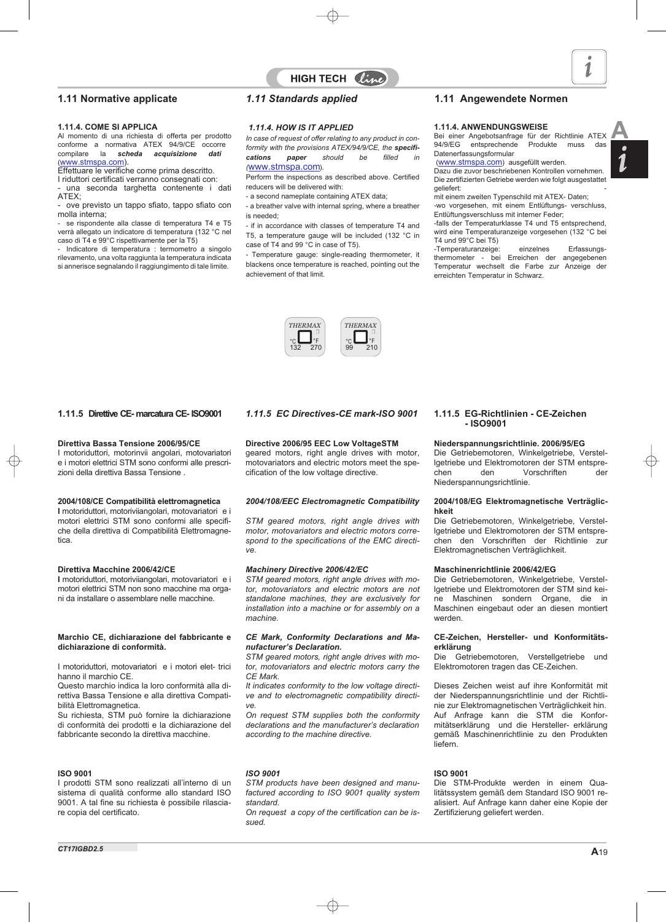## 1.11 Normative applicate

### 1.11.4. COME SI APPLICA

Al momento di una richiesta di offerta per prodotto conforme a normativa ATEX 94/9/CE occorre compilare la ***scheda acquisizione dati*** (www.stmspa.com).

Effettuare le verifiche come prima descritto.

I riduttori certificati verranno consegnati con:

- una seconda targhetta contenente i dati ATEX;
- ove previsto un tappo sfiato, tappo sfiato con molla interna;
- se rispondente alla classe di temperatura T4 e T5 verrà allegato un indicatore di temperatura (132 °C nel caso di T4 e 99°C rispettivamente per la T5)
- Indicatore di temperatura : termometro a singolo rilevamento, una volta raggiunta la temperatura indicata si annerisce segnalando il raggiungimento di tale limite.

## *1.11 Standards applied*

### *1.11.4. HOW IS IT APPLIED*

*In case of request of offer relating to any product in conformity with the provisions ATEX/94/9/CE, the **specifications paper** should be filled in (www.stmspa.com).*

Perform the inspections as described above. Certified reducers will be delivered with:

- a second nameplate containing ATEX data;
- a breather valve with internal spring, where a breather is needed;
- if in accordance with classes of temperature T4 and T5, a temperature gauge will be included (132 °C in case of T4 and 99 °C in case of T5).
- Temperature gauge: single-reading thermometer, it blackens once temperature is reached, pointing out the achievement of that limit.

## 1.11 Angewendete Normen

### 1.11.4. ANWENDUNGSWEISE

Bei einer Angebotsanfrage für der Richtlinie ATEX 94/9/EG entsprechende Produkte muss das Datenerfassungsformular (www.stmspa.com) ausgefüllt werden.

Dazu die zuvor beschriebenen Kontrollen vornehmen.

Die zertifizierten Getriebe werden wie folgt ausgestattet geliefert:

- mit einem zweiten Typenschild mit ATEX- Daten;
- wo vorgesehen, mit einem Entlüftungs- verschluss, Entlüftungsverschluss mit interner Feder;
- falls der Temperaturklasse T4 und T5 entsprechend, wird eine Temperaturanzeige vorgesehen (132 °C bei T4 und 99°C bei T5)
- Temperaturanzeige: einzelnes Erfassungs-thermometer - bei Erreichen der angegebenen Temperatur wechselt die Farbe zur Anzeige der erreichten Temperatur in Schwarz.

THERMAX °C 132 °F 270 | THERMAX °C 99 °F 210

### 1.11.5 Direttive CE- marcatura CE- ISO9001

**Direttiva Bassa Tensione 2006/95/CE**

I motoriduttori, motorinvii angolari, motovariatori e i motori elettrici STM sono conformi alle prescrizioni della direttiva Bassa Tensione .

**2004/108/CE Compatibilità elettromagnetica**

I motoriduttori, motoriviiangolari, motovariatori e i motori elettrici STM sono conformi alle specifiche della direttiva di Compatibilità Elettromagnetica.

**Direttiva Macchine 2006/42/CE**

I motoriduttori, motoriviiangolari, motovariatori e i motori elettrici STM non sono macchine ma organi da installare o assemblare nelle macchine.

**Marchio CE, dichiarazione del fabbricante e dichiarazione di conformità.**

I motoriduttori, motovariatori e i motori elet- trici hanno il Marchio CE.

Questo marchio indica la loro conformità alla direttiva Bassa Tensione e alla direttiva Compatibilità Elettromagnetica.

Su richiesta, STM può fornire la dichiarazione di conformità dei prodotti e la dichiarazione del fabbricante secondo la direttiva macchine.

**ISO 9001**

I prodotti STM sono realizzati all'interno di un sistema di qualità conforme allo standard ISO 9001. A tal fine su richiesta è possibile rilasciare copia del certificato.

### *1.11.5 EC Directives-CE mark-ISO 9001*

**Directive 2006/95 EEC Low VoltageSTM**

geared motors, right angle drives with motor, motovariators and electric motors meet the specification of the low voltage directive.

***2004/108/EEC Electromagnetic Compatibility***

*STM geared motors, right angle drives with motor, motovariators and electric motors correspond to the specifications of the EMC directive.*

***Machinery Directive 2006/42/EC***

*STM geared motors, right angle drives with motor, motovariators and electric motors are not standalone machines, they are exclusively for installation into a machine or for assembly on a machine.*

***CE Mark, Conformity Declarations and Manufacturer's Declaration.***

*STM geared motors, right angle drives with motor, motovariators and electric motors carry the CE Mark.*

*It indicates conformity to the low voltage directive and to electromagnetic compatibility directive.*

*On request STM supplies both the conformity declarations and the manufacturer's declaration according to the machine directive.*

***ISO 9001***

*STM products have been designed and manufactured according to ISO 9001 quality system standard.*

*On request a copy of the certification can be issued.*

### 1.11.5 EG-Richtlinien - CE-Zeichen - ISO9001

**Niederspannungsrichtlinie. 2006/95/EG**

Die Getriebemotoren, Winkelgetriebe, Verstellgetriebe und Elektromotoren der STM entsprechen den Vorschriften der Niederspannungsrichtlinie.

**2004/108/EG Elektromagnetische Verträglichkeit**

Die Getriebemotoren, Winkelgetriebe, Verstellgetriebe und Elektromotoren der STM entsprechen den Vorschriften der Richtlinie zur Elektromagnetischen Verträglichkeit.

**Maschinenrichtlinie 2006/42/EG**

Die Getriebemotoren, Winkelgetriebe, Verstellgetriebe und Elektromotoren der STM sind keine Maschinen sondern Organe, die in Maschinen eingebaut oder an diesen montiert werden.

**CE-Zeichen, Hersteller- und Konformitätserklärung**

Die Getriebemotoren, Verstellgetriebe und Elektromotoren tragen das CE-Zeichen.

Dieses Zeichen weist auf ihre Konformität mit der Niederspannungsrichtlinie und der Richtlinie zur Elektromagnetischen Verträglichkeit hin. Auf Anfrage kann die STM die Konformitätserklärung und die Hersteller- erklärung gemäß Maschinenrichtlinie zu den Produkten liefern.

**ISO 9001**

Die STM-Produkte werden in einem Qualitätssystem gemäß dem Standard ISO 9001 realisiert. Auf Anfrage kann daher eine Kopie der Zertifizierung geliefert werden.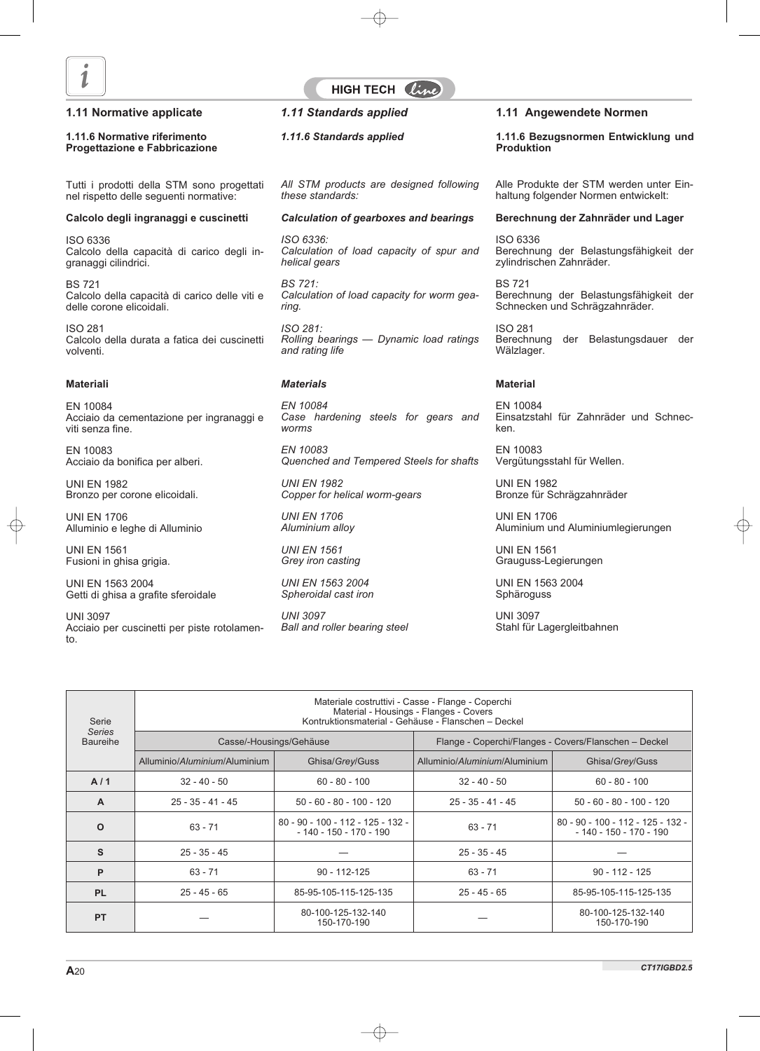HIGH TECH *line*

## 1.11 Normative applicate

### 1.11.6 Normative riferimento Progettazione e Fabbricazione

Tutti i prodotti della STM sono progettati nel rispetto delle seguenti normative:

**Calcolo degli ingranaggi e cuscinetti**

ISO 6336
Calcolo della capacità di carico degli ingranaggi cilindrici.

BS 721
Calcolo della capacità di carico delle viti e delle corone elicoidali.

ISO 281
Calcolo della durata a fatica dei cuscinetti volventi.

**Materiali**

EN 10084
Acciaio da cementazione per ingranaggi e viti senza fine.

EN 10083
Acciaio da bonifica per alberi.

UNI EN 1982
Bronzo per corone elicoidali.

UNI EN 1706
Alluminio e leghe di Alluminio

UNI EN 1561
Fusioni in ghisa grigia.

UNI EN 1563 2004
Getti di ghisa a grafite sferoidale

UNI 3097
Acciaio per cuscinetti per piste rotolamento.

## *1.11 Standards applied*

### *1.11.6 Standards applied*

*All STM products are designed following these standards:*

***Calculation of gearboxes and bearings***

*ISO 6336:*
*Calculation of load capacity of spur and helical gears*

*BS 721:*
*Calculation of load capacity for worm gearing.*

*ISO 281:*
*Rolling bearings — Dynamic load ratings and rating life*

***Materials***

*EN 10084*
*Case hardening steels for gears and worms*

*EN 10083*
*Quenched and Tempered Steels for shafts*

*UNI EN 1982*
*Copper for helical worm-gears*

*UNI EN 1706*
*Aluminium alloy*

*UNI EN 1561*
*Grey iron casting*

*UNI EN 1563 2004*
*Spheroidal cast iron*

*UNI 3097*
*Ball and roller bearing steel*

## 1.11 Angewendete Normen

### 1.11.6 Bezugsnormen Entwicklung und Produktion

Alle Produkte der STM werden unter Einhaltung folgender Normen entwickelt:

**Berechnung der Zahnräder und Lager**

ISO 6336
Berechnung der Belastungsfähigkeit der zylindrischen Zahnräder.

BS 721
Berechnung der Belastungsfähigkeit der Schnecken und Schrägzahnräder.

ISO 281
Berechnung der Belastungsdauer der Wälzlager.

**Material**

EN 10084
Einsatzstahl für Zahnräder und Schnecken.

EN 10083
Vergütungsstahl für Wellen.

UNI EN 1982
Bronze für Schrägzahnräder

UNI EN 1706
Aluminium und Aluminiumlegierungen

UNI EN 1561
Grauguss-Legierungen

UNI EN 1563 2004
Sphäroguss

UNI 3097
Stahl für Lagergleitbahnen

| Serie / *Series* / Baureihe | Materiale costruttivi - Casse - Flange - Coperchi<br>Material - Housings - Flanges - Covers<br>Kontruktionsmaterial - Gehäuse - Flanschen – Deckel | | | |
|---|---|---|---|---|
| | Casse/-Housings/Gehäuse | | Flange - Coperchi/Flanges - Covers/Flanschen – Deckel | |
| | Alluminio/*Aluminium*/Aluminium | Ghisa/*Grey*/Guss | Alluminio/*Aluminium*/Aluminium | Ghisa/*Grey*/Guss |
| **A / 1** | 32 - 40 - 50 | 60 - 80 - 100 | 32 - 40 - 50 | 60 - 80 - 100 |
| **A** | 25 - 35 - 41 - 45 | 50 - 60 - 80 - 100 - 120 | 25 - 35 - 41 - 45 | 50 - 60 - 80 - 100 - 120 |
| **O** | 63 - 71 | 80 - 90 - 100 - 112 - 125 - 132 - - 140 - 150 - 170 - 190 | 63 - 71 | 80 - 90 - 100 - 112 - 125 - 132 - - 140 - 150 - 170 - 190 |
| **S** | 25 - 35 - 45 | — | 25 - 35 - 45 | — |
| **P** | 63 - 71 | 90 - 112-125 | 63 - 71 | 90 - 112 - 125 |
| **PL** | 25 - 45 - 65 | 85-95-105-115-125-135 | 25 - 45 - 65 | 85-95-105-115-125-135 |
| **PT** | — | 80-100-125-132-140 150-170-190 | — | 80-100-125-132-140 150-170-190 |